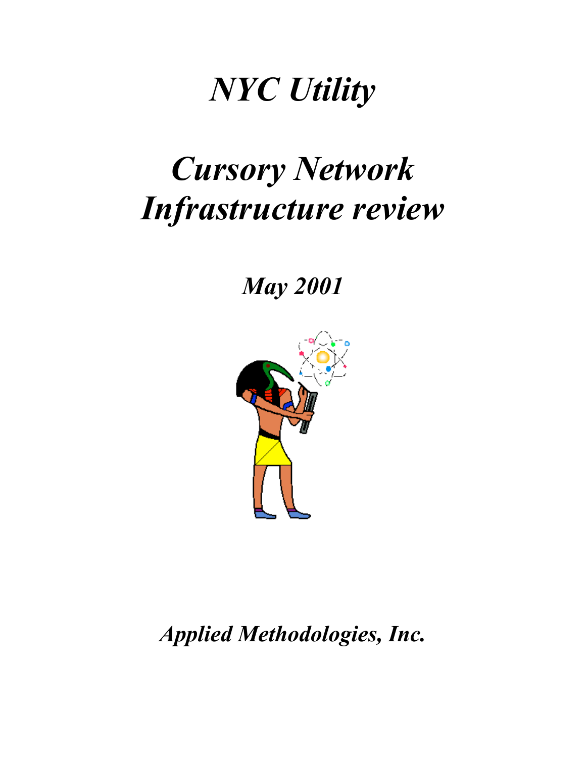# *NYC Utility*

# *Cursory Network Infrastructure review*

***May 2001***

***Applied Methodologies, Inc.***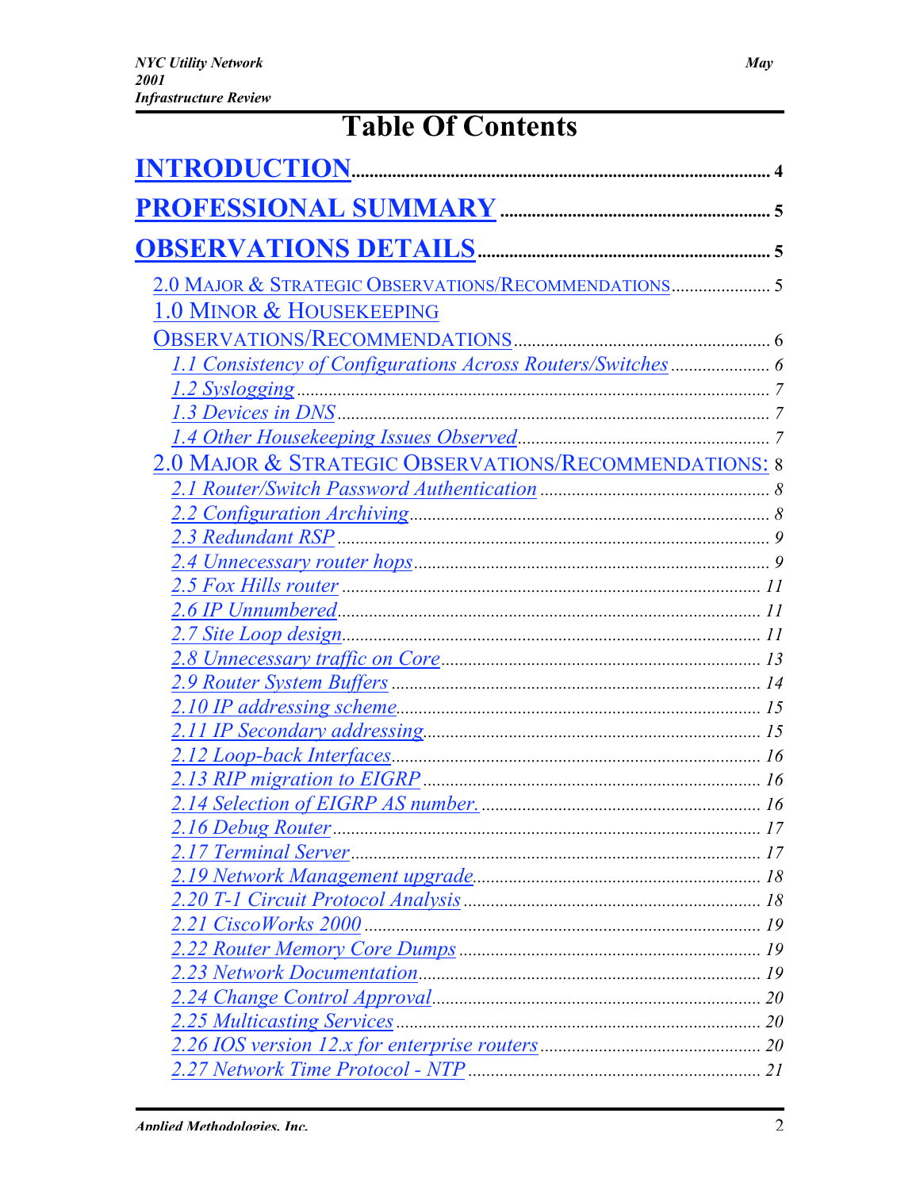# Table Of Contents

**INTRODUCTION** .......... 4

**PROFESSIONAL SUMMARY** .......... 5

**OBSERVATIONS DETAILS** .......... 5

2.0 MAJOR & STRATEGIC OBSERVATIONS/RECOMMENDATIONS .......... 5

1.0 MINOR & HOUSEKEEPING OBSERVATIONS/RECOMMENDATIONS .......... 6

- *1.1 Consistency of Configurations Across Routers/Switches* .......... 6
- *1.2 Syslogging* .......... 7
- *1.3 Devices in DNS* .......... 7
- *1.4 Other Housekeeping Issues Observed* .......... 7

2.0 MAJOR & STRATEGIC OBSERVATIONS/RECOMMENDATIONS: 8

- *2.1 Router/Switch Password Authentication* .......... 8
- *2.2 Configuration Archiving* .......... 8
- *2.3 Redundant RSP* .......... 9
- *2.4 Unnecessary router hops* .......... 9
- *2.5 Fox Hills router* .......... 11
- *2.6 IP Unnumbered* .......... 11
- *2.7 Site Loop design* .......... 11
- *2.8 Unnecessary traffic on Core* .......... 13
- *2.9 Router System Buffers* .......... 14
- *2.10 IP addressing scheme* .......... 15
- *2.11 IP Secondary addressing* .......... 15
- *2.12 Loop-back Interfaces* .......... 16
- *2.13 RIP migration to EIGRP* .......... 16
- *2.14 Selection of EIGRP AS number.* .......... 16
- *2.16 Debug Router* .......... 17
- *2.17 Terminal Server* .......... 17
- *2.19 Network Management upgrade* .......... 18
- *2.20 T-1 Circuit Protocol Analysis* .......... 18
- *2.21 CiscoWorks 2000* .......... 19
- *2.22 Router Memory Core Dumps* .......... 19
- *2.23 Network Documentation* .......... 19
- *2.24 Change Control Approval* .......... 20
- *2.25 Multicasting Services* .......... 20
- *2.26 IOS version 12.x for enterprise routers* .......... 20
- *2.27 Network Time Protocol - NTP* .......... 21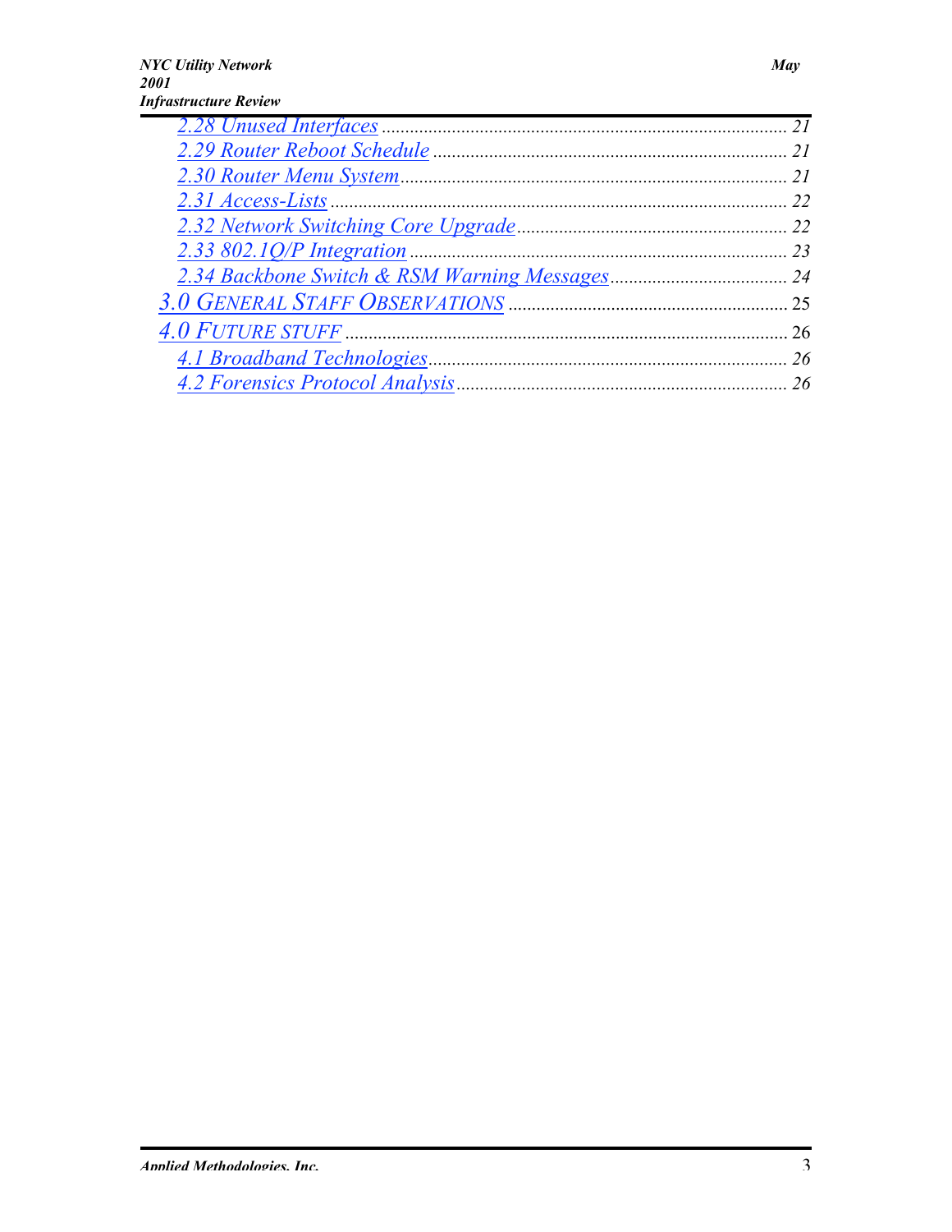- 2.28 Unused Interfaces ........ 21
- 2.29 Router Reboot Schedule ........ 21
- 2.30 Router Menu System ........ 21
- 2.31 Access-Lists ........ 22
- 2.32 Network Switching Core Upgrade ........ 22
- 2.33 802.1Q/P Integration ........ 23
- 2.34 Backbone Switch & RSM Warning Messages ........ 24

3.0 GENERAL STAFF OBSERVATIONS ........ 25

4.0 FUTURE STUFF ........ 26

- 4.1 Broadband Technologies ........ 26
- 4.2 Forensics Protocol Analysis ........ 26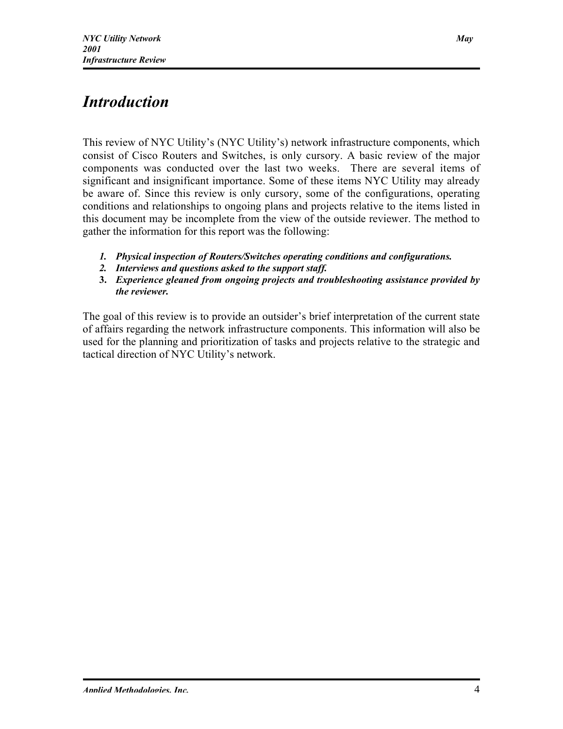# *Introduction*

This review of NYC Utility's (NYC Utility's) network infrastructure components, which consist of Cisco Routers and Switches, is only cursory. A basic review of the major components was conducted over the last two weeks. There are several items of significant and insignificant importance. Some of these items NYC Utility may already be aware of. Since this review is only cursory, some of the configurations, operating conditions and relationships to ongoing plans and projects relative to the items listed in this document may be incomplete from the view of the outside reviewer. The method to gather the information for this report was the following:

1. ***Physical inspection of Routers/Switches operating conditions and configurations.***
2. ***Interviews and questions asked to the support staff.***
3. ***Experience gleaned from ongoing projects and troubleshooting assistance provided by the reviewer.***

The goal of this review is to provide an outsider's brief interpretation of the current state of affairs regarding the network infrastructure components. This information will also be used for the planning and prioritization of tasks and projects relative to the strategic and tactical direction of NYC Utility's network.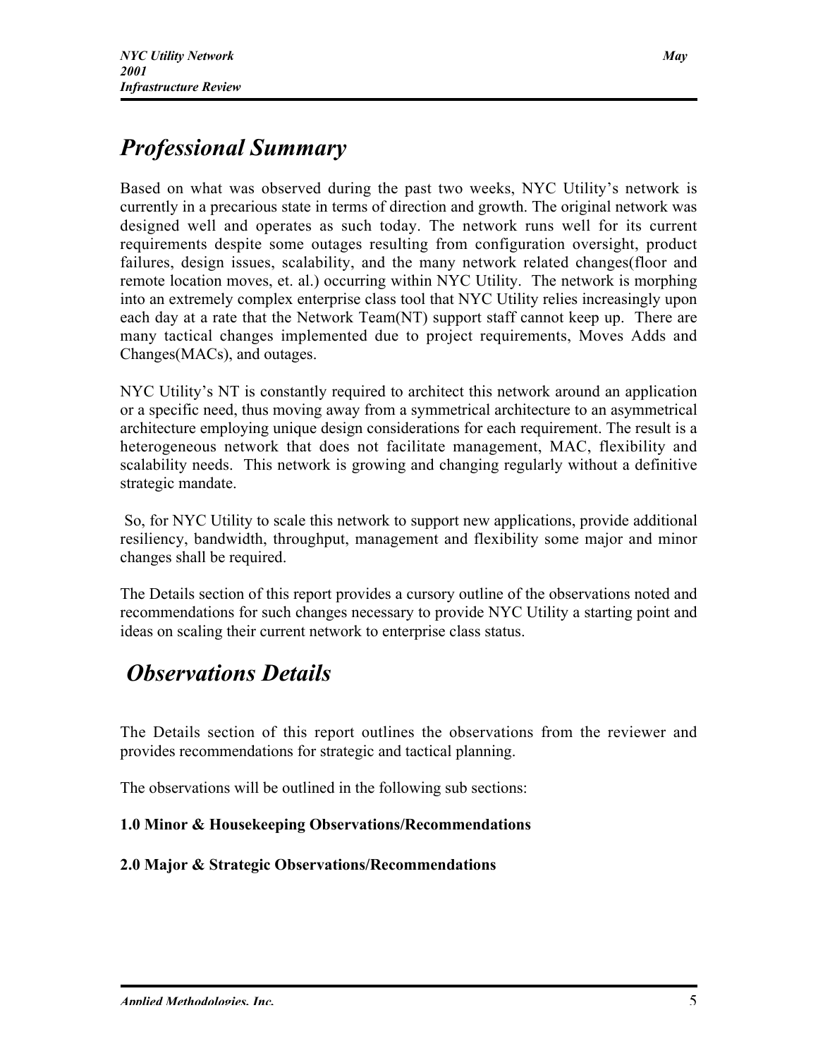# Professional Summary

Based on what was observed during the past two weeks, NYC Utility's network is currently in a precarious state in terms of direction and growth. The original network was designed well and operates as such today. The network runs well for its current requirements despite some outages resulting from configuration oversight, product failures, design issues, scalability, and the many network related changes(floor and remote location moves, et. al.) occurring within NYC Utility. The network is morphing into an extremely complex enterprise class tool that NYC Utility relies increasingly upon each day at a rate that the Network Team(NT) support staff cannot keep up. There are many tactical changes implemented due to project requirements, Moves Adds and Changes(MACs), and outages.

NYC Utility's NT is constantly required to architect this network around an application or a specific need, thus moving away from a symmetrical architecture to an asymmetrical architecture employing unique design considerations for each requirement. The result is a heterogeneous network that does not facilitate management, MAC, flexibility and scalability needs. This network is growing and changing regularly without a definitive strategic mandate.

So, for NYC Utility to scale this network to support new applications, provide additional resiliency, bandwidth, throughput, management and flexibility some major and minor changes shall be required.

The Details section of this report provides a cursory outline of the observations noted and recommendations for such changes necessary to provide NYC Utility a starting point and ideas on scaling their current network to enterprise class status.

# Observations Details

The Details section of this report outlines the observations from the reviewer and provides recommendations for strategic and tactical planning.

The observations will be outlined in the following sub sections:

**1.0 Minor & Housekeeping Observations/Recommendations**

**2.0 Major & Strategic Observations/Recommendations**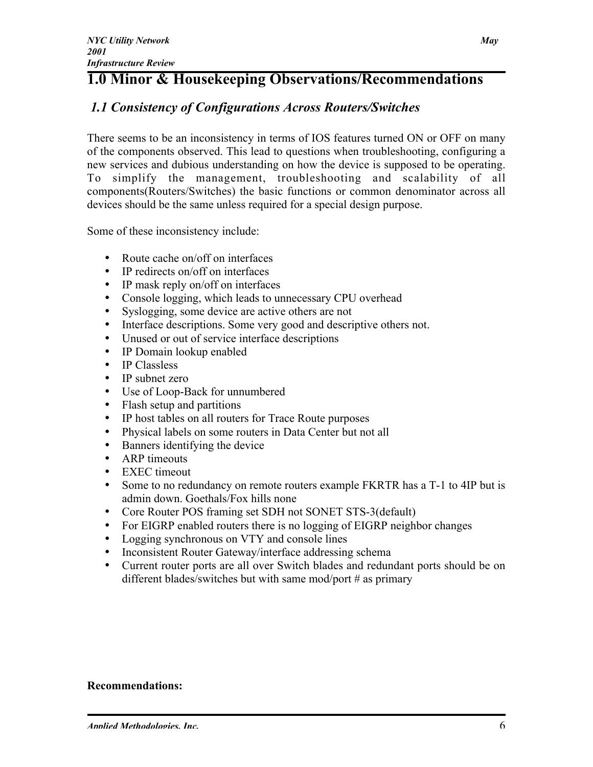# 1.0 Minor & Housekeeping Observations/Recommendations

## *1.1 Consistency of Configurations Across Routers/Switches*

There seems to be an inconsistency in terms of IOS features turned ON or OFF on many of the components observed. This lead to questions when troubleshooting, configuring a new services and dubious understanding on how the device is supposed to be operating. To simplify the management, troubleshooting and scalability of all components(Routers/Switches) the basic functions or common denominator across all devices should be the same unless required for a special design purpose.

Some of these inconsistency include:

- Route cache on/off on interfaces
- IP redirects on/off on interfaces
- IP mask reply on/off on interfaces
- Console logging, which leads to unnecessary CPU overhead
- Syslogging, some device are active others are not
- Interface descriptions. Some very good and descriptive others not.
- Unused or out of service interface descriptions
- IP Domain lookup enabled
- IP Classless
- IP subnet zero
- Use of Loop-Back for unnumbered
- Flash setup and partitions
- IP host tables on all routers for Trace Route purposes
- Physical labels on some routers in Data Center but not all
- Banners identifying the device
- ARP timeouts
- EXEC timeout
- Some to no redundancy on remote routers example FKRTR has a T-1 to 4IP but is admin down. Goethals/Fox hills none
- Core Router POS framing set SDH not SONET STS-3(default)
- For EIGRP enabled routers there is no logging of EIGRP neighbor changes
- Logging synchronous on VTY and console lines
- Inconsistent Router Gateway/interface addressing schema
- Current router ports are all over Switch blades and redundant ports should be on different blades/switches but with same mod/port # as primary

**Recommendations:**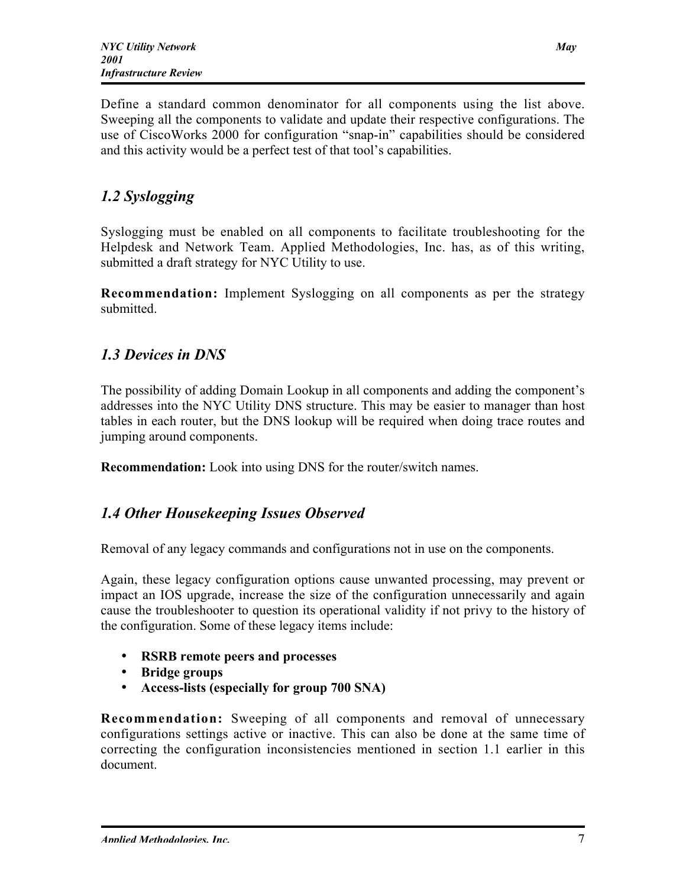Define a standard common denominator for all components using the list above. Sweeping all the components to validate and update their respective configurations. The use of CiscoWorks 2000 for configuration “snap-in” capabilities should be considered and this activity would be a perfect test of that tool’s capabilities.

## *1.2 Syslogging*

Syslogging must be enabled on all components to facilitate troubleshooting for the Helpdesk and Network Team. Applied Methodologies, Inc. has, as of this writing, submitted a draft strategy for NYC Utility to use.

**Recommendation:** Implement Syslogging on all components as per the strategy submitted.

## *1.3 Devices in DNS*

The possibility of adding Domain Lookup in all components and adding the component’s addresses into the NYC Utility DNS structure. This may be easier to manager than host tables in each router, but the DNS lookup will be required when doing trace routes and jumping around components.

**Recommendation:** Look into using DNS for the router/switch names.

## *1.4 Other Housekeeping Issues Observed*

Removal of any legacy commands and configurations not in use on the components.

Again, these legacy configuration options cause unwanted processing, may prevent or impact an IOS upgrade, increase the size of the configuration unnecessarily and again cause the troubleshooter to question its operational validity if not privy to the history of the configuration. Some of these legacy items include:

- **RSRB remote peers and processes**
- **Bridge groups**
- **Access-lists (especially for group 700 SNA)**

**Recommendation:** Sweeping of all components and removal of unnecessary configurations settings active or inactive. This can also be done at the same time of correcting the configuration inconsistencies mentioned in section 1.1 earlier in this document.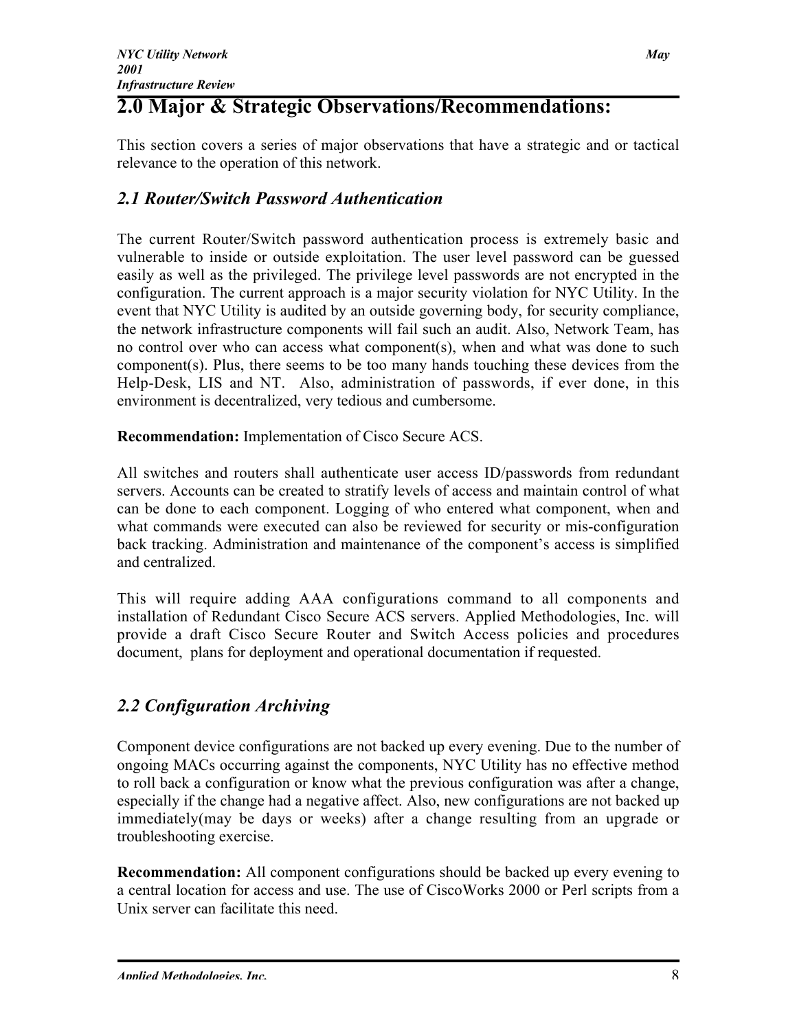# 2.0 Major & Strategic Observations/Recommendations:

This section covers a series of major observations that have a strategic and or tactical relevance to the operation of this network.

## *2.1 Router/Switch Password Authentication*

The current Router/Switch password authentication process is extremely basic and vulnerable to inside or outside exploitation. The user level password can be guessed easily as well as the privileged. The privilege level passwords are not encrypted in the configuration. The current approach is a major security violation for NYC Utility. In the event that NYC Utility is audited by an outside governing body, for security compliance, the network infrastructure components will fail such an audit. Also, Network Team, has no control over who can access what component(s), when and what was done to such component(s). Plus, there seems to be too many hands touching these devices from the Help-Desk, LIS and NT. Also, administration of passwords, if ever done, in this environment is decentralized, very tedious and cumbersome.

**Recommendation:** Implementation of Cisco Secure ACS.

All switches and routers shall authenticate user access ID/passwords from redundant servers. Accounts can be created to stratify levels of access and maintain control of what can be done to each component. Logging of who entered what component, when and what commands were executed can also be reviewed for security or mis-configuration back tracking. Administration and maintenance of the component's access is simplified and centralized.

This will require adding AAA configurations command to all components and installation of Redundant Cisco Secure ACS servers. Applied Methodologies, Inc. will provide a draft Cisco Secure Router and Switch Access policies and procedures document, plans for deployment and operational documentation if requested.

## *2.2 Configuration Archiving*

Component device configurations are not backed up every evening. Due to the number of ongoing MACs occurring against the components, NYC Utility has no effective method to roll back a configuration or know what the previous configuration was after a change, especially if the change had a negative affect. Also, new configurations are not backed up immediately(may be days or weeks) after a change resulting from an upgrade or troubleshooting exercise.

**Recommendation:** All component configurations should be backed up every evening to a central location for access and use. The use of CiscoWorks 2000 or Perl scripts from a Unix server can facilitate this need.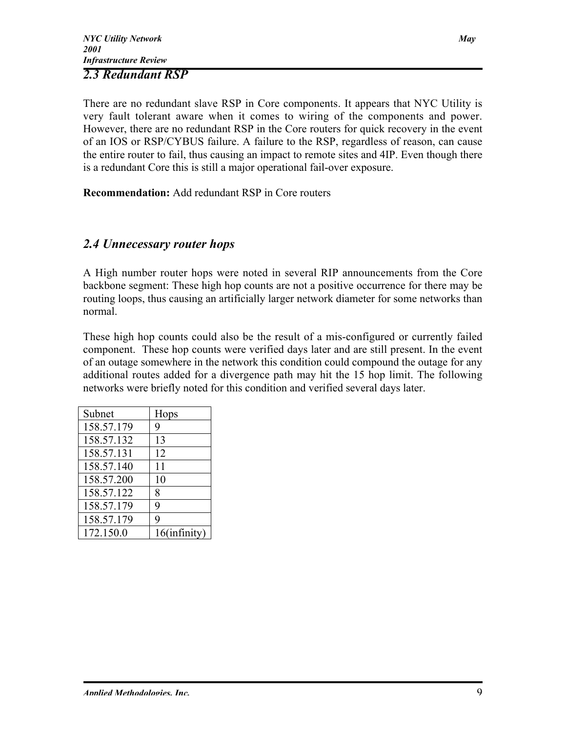## 2.3 Redundant RSP

There are no redundant slave RSP in Core components. It appears that NYC Utility is very fault tolerant aware when it comes to wiring of the components and power. However, there are no redundant RSP in the Core routers for quick recovery in the event of an IOS or RSP/CYBUS failure. A failure to the RSP, regardless of reason, can cause the entire router to fail, thus causing an impact to remote sites and 4IP. Even though there is a redundant Core this is still a major operational fail-over exposure.

**Recommendation:** Add redundant RSP in Core routers

## 2.4 Unnecessary router hops

A High number router hops were noted in several RIP announcements from the Core backbone segment: These high hop counts are not a positive occurrence for there may be routing loops, thus causing an artificially larger network diameter for some networks than normal.

These high hop counts could also be the result of a mis-configured or currently failed component. These hop counts were verified days later and are still present. In the event of an outage somewhere in the network this condition could compound the outage for any additional routes added for a divergence path may hit the 15 hop limit. The following networks were briefly noted for this condition and verified several days later.

| Subnet | Hops |
|---|---|
| 158.57.179 | 9 |
| 158.57.132 | 13 |
| 158.57.131 | 12 |
| 158.57.140 | 11 |
| 158.57.200 | 10 |
| 158.57.122 | 8 |
| 158.57.179 | 9 |
| 158.57.179 | 9 |
| 172.150.0 | 16(infinity) |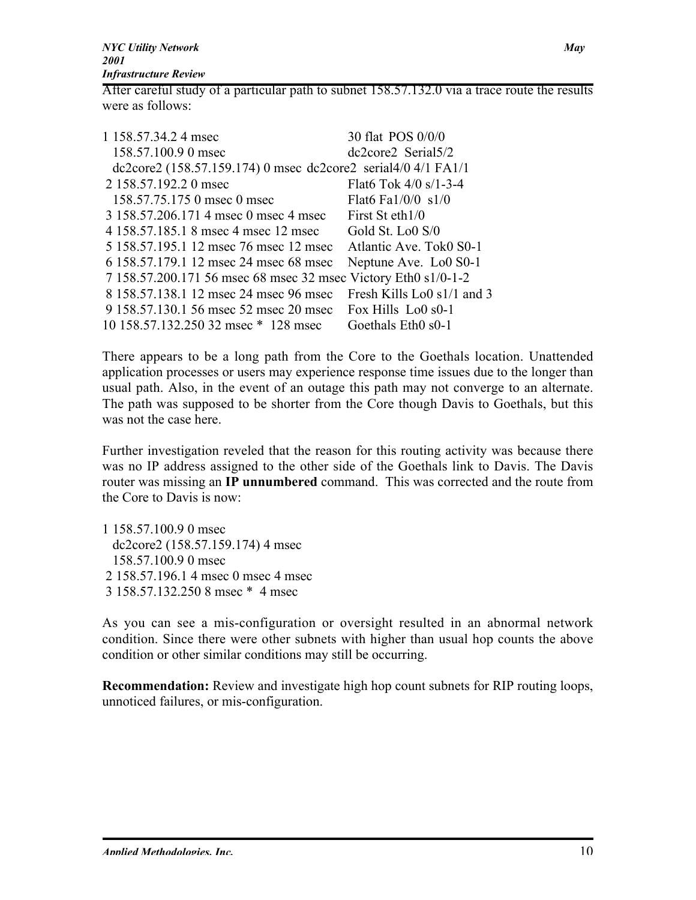After careful study of a particular path to subnet 158.57.132.0 via a trace route the results were as follows:

```
1 158.57.34.2 4 msec                              30 flat  POS 0/0/0
   158.57.100.9 0 msec                            dc2core2  Serial5/2
  dc2core2 (158.57.159.174) 0 msec  dc2core2  serial4/0 4/1 FA1/1
 2 158.57.192.2 0 msec                            Flat6 Tok 4/0 s/1-3-4
   158.57.75.175 0 msec 0 msec                    Flat6 Fa1/0/0  s1/0
 3 158.57.206.171 4 msec 0 msec 4 msec            First St eth1/0
 4 158.57.185.1 8 msec 4 msec 12 msec             Gold St. Lo0 S/0
 5 158.57.195.1 12 msec 76 msec 12 msec           Atlantic Ave. Tok0 S0-1
 6 158.57.179.1 12 msec 24 msec 68 msec           Neptune Ave.  Lo0 S0-1
 7 158.57.200.171 56 msec 68 msec 32 msec Victory Eth0 s1/0-1-2
 8 158.57.138.1 12 msec 24 msec 96 msec           Fresh Kills Lo0 s1/1 and 3
 9 158.57.130.1 56 msec 52 msec 20 msec           Fox Hills  Lo0 s0-1
10 158.57.132.250 32 msec *  128 msec             Goethals Eth0 s0-1
```

There appears to be a long path from the Core to the Goethals location. Unattended application processes or users may experience response time issues due to the longer than usual path. Also, in the event of an outage this path may not converge to an alternate. The path was supposed to be shorter from the Core though Davis to Goethals, but this was not the case here.

Further investigation reveled that the reason for this routing activity was because there was no IP address assigned to the other side of the Goethals link to Davis. The Davis router was missing an **IP unnumbered** command. This was corrected and the route from the Core to Davis is now:

```
1 158.57.100.9 0 msec
   dc2core2 (158.57.159.174) 4 msec
   158.57.100.9 0 msec
 2 158.57.196.1 4 msec 0 msec 4 msec
 3 158.57.132.250 8 msec *  4 msec
```

As you can see a mis-configuration or oversight resulted in an abnormal network condition. Since there were other subnets with higher than usual hop counts the above condition or other similar conditions may still be occurring.

**Recommendation:** Review and investigate high hop count subnets for RIP routing loops, unnoticed failures, or mis-configuration.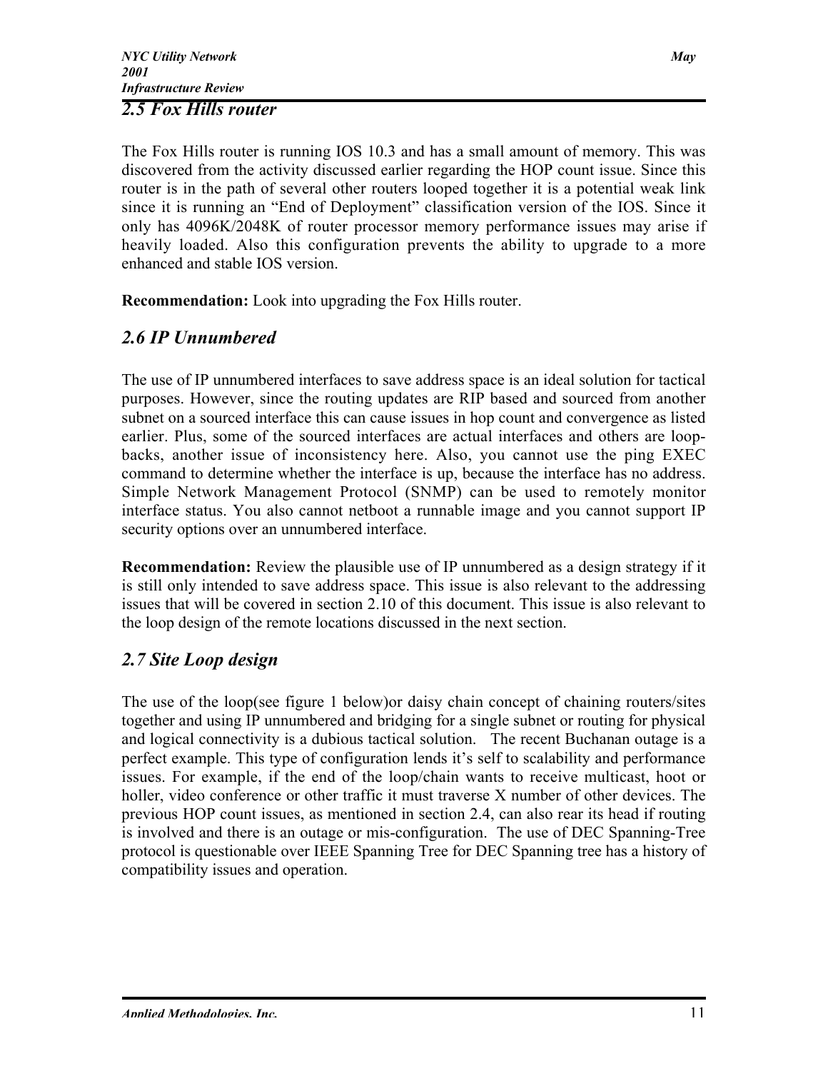## 2.5 Fox Hills router

The Fox Hills router is running IOS 10.3 and has a small amount of memory. This was discovered from the activity discussed earlier regarding the HOP count issue. Since this router is in the path of several other routers looped together it is a potential weak link since it is running an "End of Deployment" classification version of the IOS. Since it only has 4096K/2048K of router processor memory performance issues may arise if heavily loaded. Also this configuration prevents the ability to upgrade to a more enhanced and stable IOS version.

**Recommendation:** Look into upgrading the Fox Hills router.

## 2.6 IP Unnumbered

The use of IP unnumbered interfaces to save address space is an ideal solution for tactical purposes. However, since the routing updates are RIP based and sourced from another subnet on a sourced interface this can cause issues in hop count and convergence as listed earlier. Plus, some of the sourced interfaces are actual interfaces and others are loop-backs, another issue of inconsistency here. Also, you cannot use the ping EXEC command to determine whether the interface is up, because the interface has no address. Simple Network Management Protocol (SNMP) can be used to remotely monitor interface status. You also cannot netboot a runnable image and you cannot support IP security options over an unnumbered interface.

**Recommendation:** Review the plausible use of IP unnumbered as a design strategy if it is still only intended to save address space. This issue is also relevant to the addressing issues that will be covered in section 2.10 of this document. This issue is also relevant to the loop design of the remote locations discussed in the next section.

## 2.7 Site Loop design

The use of the loop(see figure 1 below)or daisy chain concept of chaining routers/sites together and using IP unnumbered and bridging for a single subnet or routing for physical and logical connectivity is a dubious tactical solution. The recent Buchanan outage is a perfect example. This type of configuration lends it's self to scalability and performance issues. For example, if the end of the loop/chain wants to receive multicast, hoot or holler, video conference or other traffic it must traverse X number of other devices. The previous HOP count issues, as mentioned in section 2.4, can also rear its head if routing is involved and there is an outage or mis-configuration. The use of DEC Spanning-Tree protocol is questionable over IEEE Spanning Tree for DEC Spanning tree has a history of compatibility issues and operation.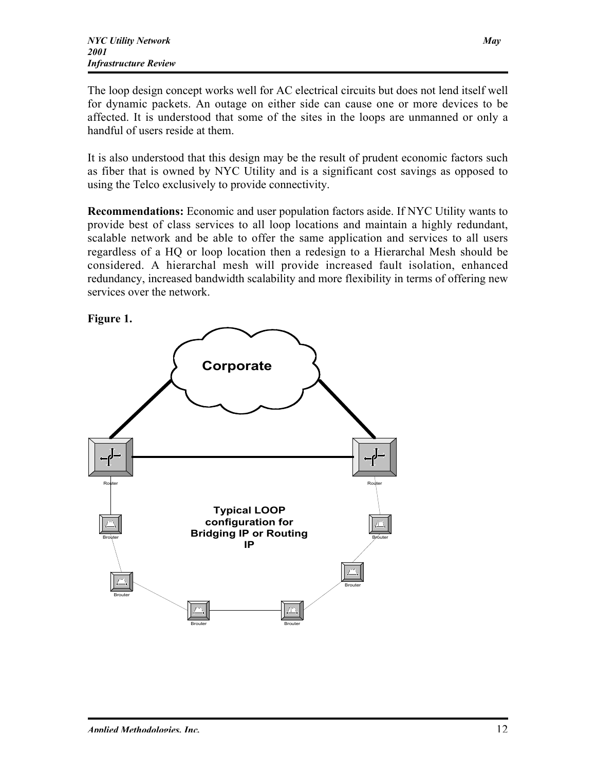The loop design concept works well for AC electrical circuits but does not lend itself well for dynamic packets. An outage on either side can cause one or more devices to be affected. It is understood that some of the sites in the loops are unmanned or only a handful of users reside at them.

It is also understood that this design may be the result of prudent economic factors such as fiber that is owned by NYC Utility and is a significant cost savings as opposed to using the Telco exclusively to provide connectivity.

**Recommendations:** Economic and user population factors aside. If NYC Utility wants to provide best of class services to all loop locations and maintain a highly redundant, scalable network and be able to offer the same application and services to all users regardless of a HQ or loop location then a redesign to a Hierarchal Mesh should be considered. A hierarchal mesh will provide increased fault isolation, enhanced redundancy, increased bandwidth scalability and more flexibility in terms of offering new services over the network.

**Figure 1.**

Corporate

Router

Router

Typical LOOP configuration for Bridging IP or Routing IP

Brouter

Brouter

Brouter

Brouter

Brouter

Brouter

Brouter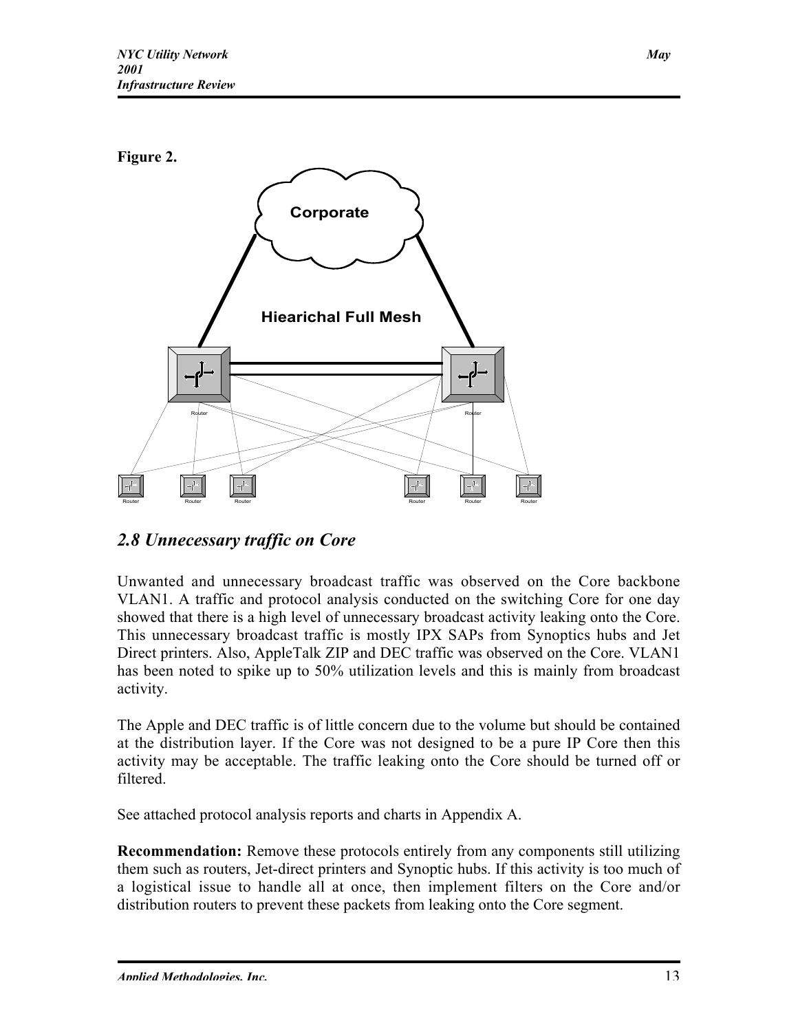**Figure 2.**

## 2.8 Unnecessary traffic on Core

Unwanted and unnecessary broadcast traffic was observed on the Core backbone VLAN1. A traffic and protocol analysis conducted on the switching Core for one day showed that there is a high level of unnecessary broadcast activity leaking onto the Core. This unnecessary broadcast traffic is mostly IPX SAPs from Synoptics hubs and Jet Direct printers. Also, AppleTalk ZIP and DEC traffic was observed on the Core. VLAN1 has been noted to spike up to 50% utilization levels and this is mainly from broadcast activity.

The Apple and DEC traffic is of little concern due to the volume but should be contained at the distribution layer. If the Core was not designed to be a pure IP Core then this activity may be acceptable. The traffic leaking onto the Core should be turned off or filtered.

See attached protocol analysis reports and charts in Appendix A.

**Recommendation:** Remove these protocols entirely from any components still utilizing them such as routers, Jet-direct printers and Synoptic hubs. If this activity is too much of a logistical issue to handle all at once, then implement filters on the Core and/or distribution routers to prevent these packets from leaking onto the Core segment.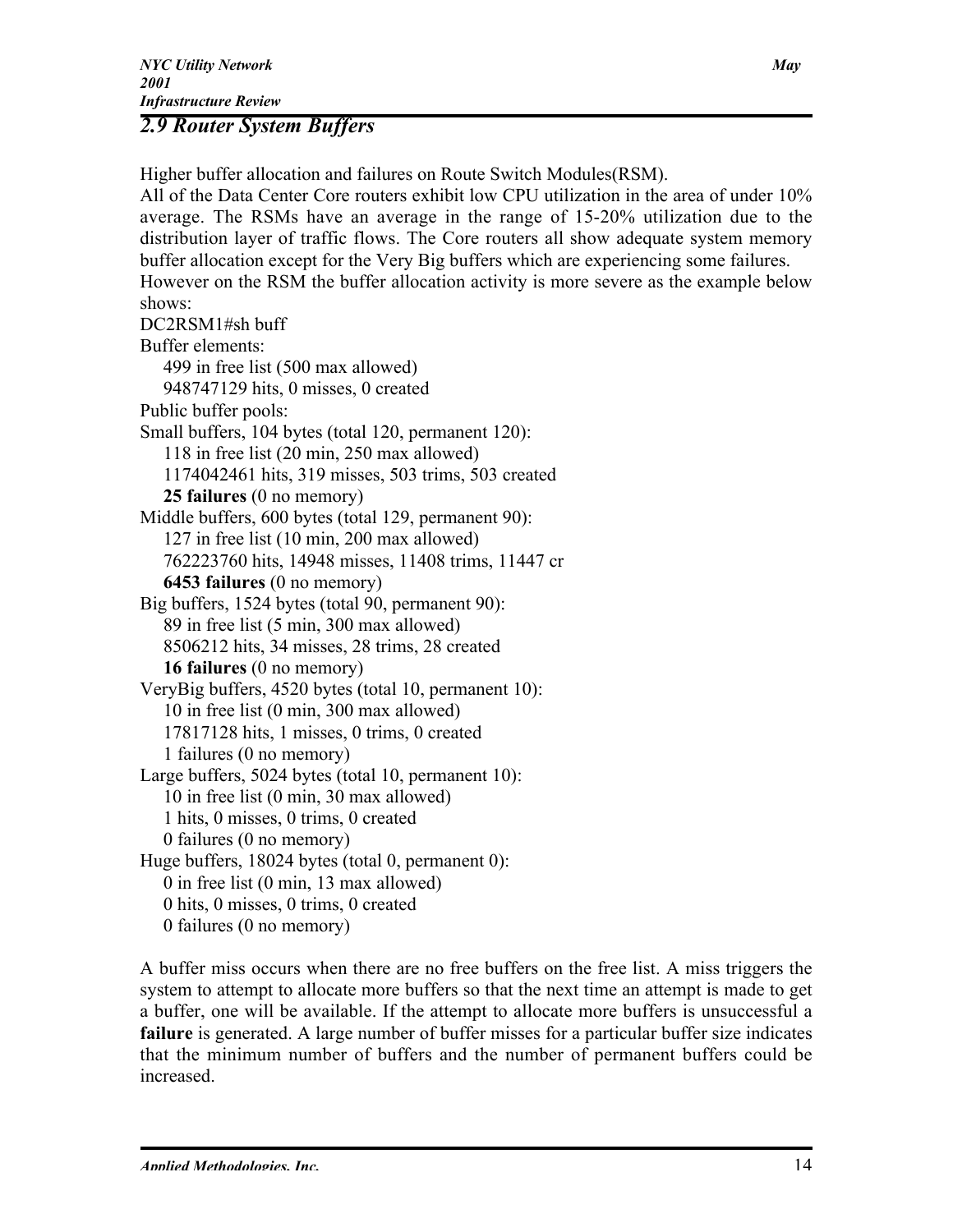## 2.9 Router System Buffers

Higher buffer allocation and failures on Route Switch Modules(RSM).
All of the Data Center Core routers exhibit low CPU utilization in the area of under 10% average. The RSMs have an average in the range of 15-20% utilization due to the distribution layer of traffic flows. The Core routers all show adequate system memory buffer allocation except for the Very Big buffers which are experiencing some failures.
However on the RSM the buffer allocation activity is more severe as the example below shows:

DC2RSM1#sh buff
Buffer elements:
  499 in free list (500 max allowed)
  948747129 hits, 0 misses, 0 created
Public buffer pools:
Small buffers, 104 bytes (total 120, permanent 120):
  118 in free list (20 min, 250 max allowed)
  1174042461 hits, 319 misses, 503 trims, 503 created
  **25 failures** (0 no memory)
Middle buffers, 600 bytes (total 129, permanent 90):
  127 in free list (10 min, 200 max allowed)
  762223760 hits, 14948 misses, 11408 trims, 11447 cr
  **6453 failures** (0 no memory)
Big buffers, 1524 bytes (total 90, permanent 90):
  89 in free list (5 min, 300 max allowed)
  8506212 hits, 34 misses, 28 trims, 28 created
  **16 failures** (0 no memory)
VeryBig buffers, 4520 bytes (total 10, permanent 10):
  10 in free list (0 min, 300 max allowed)
  17817128 hits, 1 misses, 0 trims, 0 created
  1 failures (0 no memory)
Large buffers, 5024 bytes (total 10, permanent 10):
  10 in free list (0 min, 30 max allowed)
  1 hits, 0 misses, 0 trims, 0 created
  0 failures (0 no memory)
Huge buffers, 18024 bytes (total 0, permanent 0):
  0 in free list (0 min, 13 max allowed)
  0 hits, 0 misses, 0 trims, 0 created
  0 failures (0 no memory)

A buffer miss occurs when there are no free buffers on the free list. A miss triggers the system to attempt to allocate more buffers so that the next time an attempt is made to get a buffer, one will be available. If the attempt to allocate more buffers is unsuccessful a **failure** is generated. A large number of buffer misses for a particular buffer size indicates that the minimum number of buffers and the number of permanent buffers could be increased.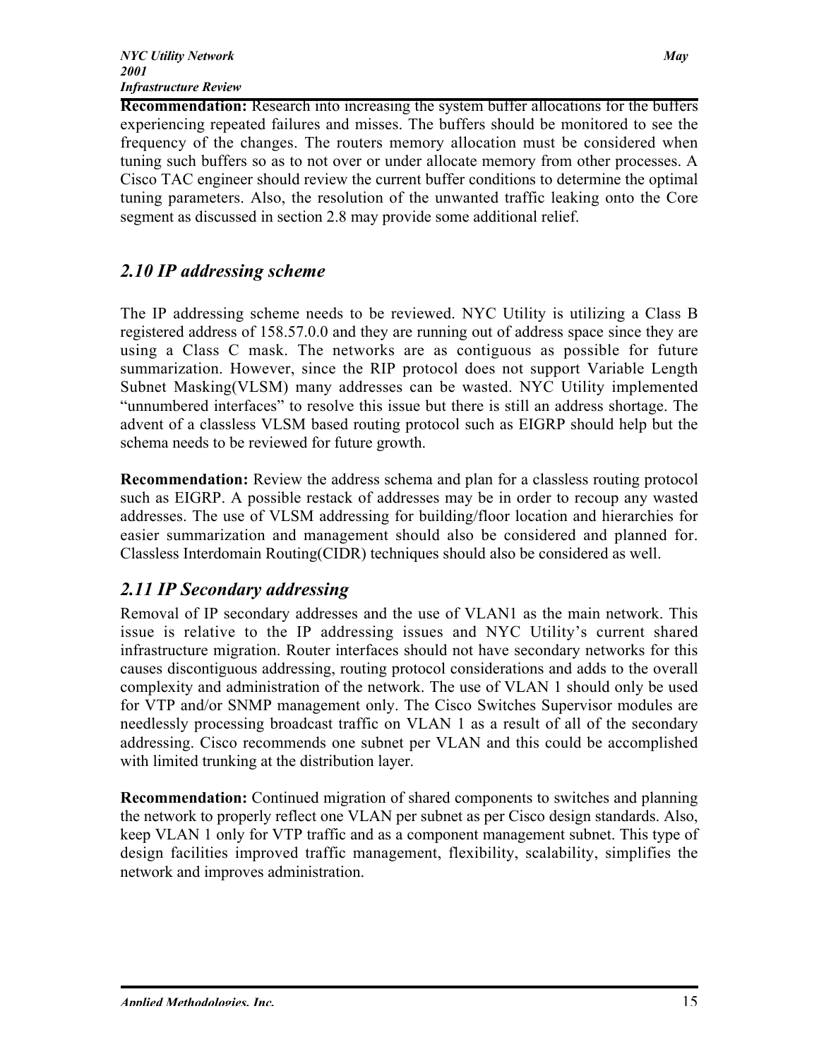**Recommendation:** Research into increasing the system buffer allocations for the buffers experiencing repeated failures and misses. The buffers should be monitored to see the frequency of the changes. The routers memory allocation must be considered when tuning such buffers so as to not over or under allocate memory from other processes. A Cisco TAC engineer should review the current buffer conditions to determine the optimal tuning parameters. Also, the resolution of the unwanted traffic leaking onto the Core segment as discussed in section 2.8 may provide some additional relief.

## *2.10 IP addressing scheme*

The IP addressing scheme needs to be reviewed. NYC Utility is utilizing a Class B registered address of 158.57.0.0 and they are running out of address space since they are using a Class C mask. The networks are as contiguous as possible for future summarization. However, since the RIP protocol does not support Variable Length Subnet Masking(VLSM) many addresses can be wasted. NYC Utility implemented "unnumbered interfaces" to resolve this issue but there is still an address shortage. The advent of a classless VLSM based routing protocol such as EIGRP should help but the schema needs to be reviewed for future growth.

**Recommendation:** Review the address schema and plan for a classless routing protocol such as EIGRP. A possible restack of addresses may be in order to recoup any wasted addresses. The use of VLSM addressing for building/floor location and hierarchies for easier summarization and management should also be considered and planned for. Classless Interdomain Routing(CIDR) techniques should also be considered as well.

## *2.11 IP Secondary addressing*

Removal of IP secondary addresses and the use of VLAN1 as the main network. This issue is relative to the IP addressing issues and NYC Utility's current shared infrastructure migration. Router interfaces should not have secondary networks for this causes discontiguous addressing, routing protocol considerations and adds to the overall complexity and administration of the network. The use of VLAN 1 should only be used for VTP and/or SNMP management only. The Cisco Switches Supervisor modules are needlessly processing broadcast traffic on VLAN 1 as a result of all of the secondary addressing. Cisco recommends one subnet per VLAN and this could be accomplished with limited trunking at the distribution layer.

**Recommendation:** Continued migration of shared components to switches and planning the network to properly reflect one VLAN per subnet as per Cisco design standards. Also, keep VLAN 1 only for VTP traffic and as a component management subnet. This type of design facilities improved traffic management, flexibility, scalability, simplifies the network and improves administration.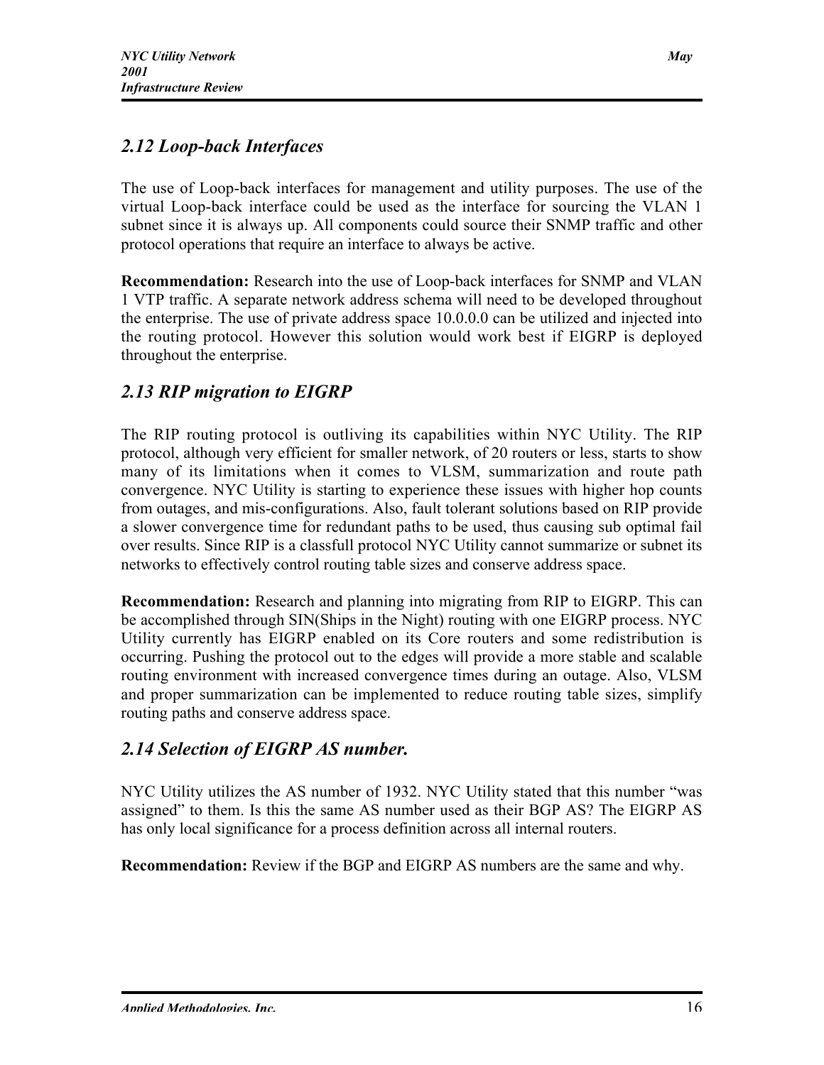## 2.12 Loop-back Interfaces

The use of Loop-back interfaces for management and utility purposes. The use of the virtual Loop-back interface could be used as the interface for sourcing the VLAN 1 subnet since it is always up. All components could source their SNMP traffic and other protocol operations that require an interface to always be active.

**Recommendation:** Research into the use of Loop-back interfaces for SNMP and VLAN 1 VTP traffic. A separate network address schema will need to be developed throughout the enterprise. The use of private address space 10.0.0.0 can be utilized and injected into the routing protocol. However this solution would work best if EIGRP is deployed throughout the enterprise.

## 2.13 RIP migration to EIGRP

The RIP routing protocol is outliving its capabilities within NYC Utility. The RIP protocol, although very efficient for smaller network, of 20 routers or less, starts to show many of its limitations when it comes to VLSM, summarization and route path convergence. NYC Utility is starting to experience these issues with higher hop counts from outages, and mis-configurations. Also, fault tolerant solutions based on RIP provide a slower convergence time for redundant paths to be used, thus causing sub optimal fail over results. Since RIP is a classfull protocol NYC Utility cannot summarize or subnet its networks to effectively control routing table sizes and conserve address space.

**Recommendation:** Research and planning into migrating from RIP to EIGRP. This can be accomplished through SIN(Ships in the Night) routing with one EIGRP process. NYC Utility currently has EIGRP enabled on its Core routers and some redistribution is occurring. Pushing the protocol out to the edges will provide a more stable and scalable routing environment with increased convergence times during an outage. Also, VLSM and proper summarization can be implemented to reduce routing table sizes, simplify routing paths and conserve address space.

## 2.14 Selection of EIGRP AS number.

NYC Utility utilizes the AS number of 1932. NYC Utility stated that this number "was assigned" to them. Is this the same AS number used as their BGP AS? The EIGRP AS has only local significance for a process definition across all internal routers.

**Recommendation:** Review if the BGP and EIGRP AS numbers are the same and why.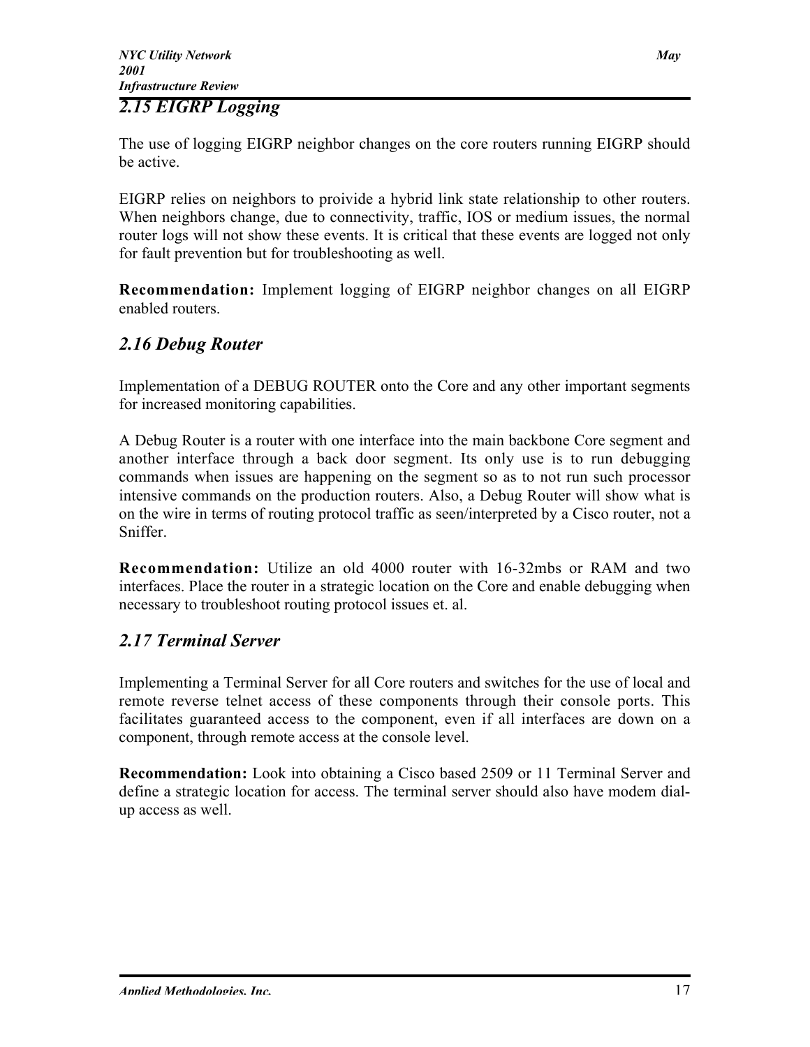## 2.15 EIGRP Logging

The use of logging EIGRP neighbor changes on the core routers running EIGRP should be active.

EIGRP relies on neighbors to proivide a hybrid link state relationship to other routers. When neighbors change, due to connectivity, traffic, IOS or medium issues, the normal router logs will not show these events. It is critical that these events are logged not only for fault prevention but for troubleshooting as well.

**Recommendation:** Implement logging of EIGRP neighbor changes on all EIGRP enabled routers.

## 2.16 Debug Router

Implementation of a DEBUG ROUTER onto the Core and any other important segments for increased monitoring capabilities.

A Debug Router is a router with one interface into the main backbone Core segment and another interface through a back door segment. Its only use is to run debugging commands when issues are happening on the segment so as to not run such processor intensive commands on the production routers. Also, a Debug Router will show what is on the wire in terms of routing protocol traffic as seen/interpreted by a Cisco router, not a Sniffer.

**Recommendation:** Utilize an old 4000 router with 16-32mbs or RAM and two interfaces. Place the router in a strategic location on the Core and enable debugging when necessary to troubleshoot routing protocol issues et. al.

## 2.17 Terminal Server

Implementing a Terminal Server for all Core routers and switches for the use of local and remote reverse telnet access of these components through their console ports. This facilitates guaranteed access to the component, even if all interfaces are down on a component, through remote access at the console level.

**Recommendation:** Look into obtaining a Cisco based 2509 or 11 Terminal Server and define a strategic location for access. The terminal server should also have modem dial-up access as well.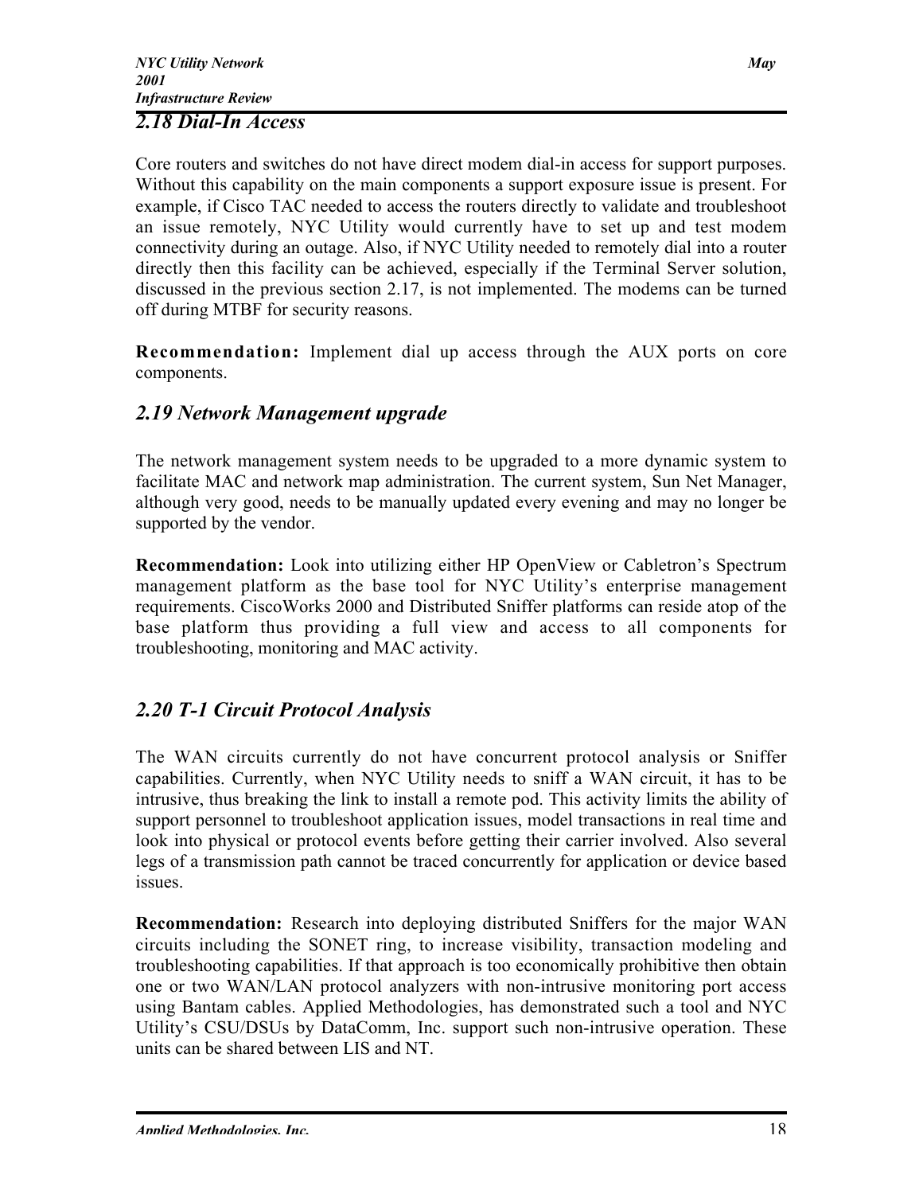## 2.18 Dial-In Access

Core routers and switches do not have direct modem dial-in access for support purposes. Without this capability on the main components a support exposure issue is present. For example, if Cisco TAC needed to access the routers directly to validate and troubleshoot an issue remotely, NYC Utility would currently have to set up and test modem connectivity during an outage. Also, if NYC Utility needed to remotely dial into a router directly then this facility can be achieved, especially if the Terminal Server solution, discussed in the previous section 2.17, is not implemented. The modems can be turned off during MTBF for security reasons.

**Recommendation:** Implement dial up access through the AUX ports on core components.

## 2.19 Network Management upgrade

The network management system needs to be upgraded to a more dynamic system to facilitate MAC and network map administration. The current system, Sun Net Manager, although very good, needs to be manually updated every evening and may no longer be supported by the vendor.

**Recommendation:** Look into utilizing either HP OpenView or Cabletron's Spectrum management platform as the base tool for NYC Utility's enterprise management requirements. CiscoWorks 2000 and Distributed Sniffer platforms can reside atop of the base platform thus providing a full view and access to all components for troubleshooting, monitoring and MAC activity.

## 2.20 T-1 Circuit Protocol Analysis

The WAN circuits currently do not have concurrent protocol analysis or Sniffer capabilities. Currently, when NYC Utility needs to sniff a WAN circuit, it has to be intrusive, thus breaking the link to install a remote pod. This activity limits the ability of support personnel to troubleshoot application issues, model transactions in real time and look into physical or protocol events before getting their carrier involved. Also several legs of a transmission path cannot be traced concurrently for application or device based issues.

**Recommendation:** Research into deploying distributed Sniffers for the major WAN circuits including the SONET ring, to increase visibility, transaction modeling and troubleshooting capabilities. If that approach is too economically prohibitive then obtain one or two WAN/LAN protocol analyzers with non-intrusive monitoring port access using Bantam cables. Applied Methodologies, has demonstrated such a tool and NYC Utility's CSU/DSUs by DataComm, Inc. support such non-intrusive operation. These units can be shared between LIS and NT.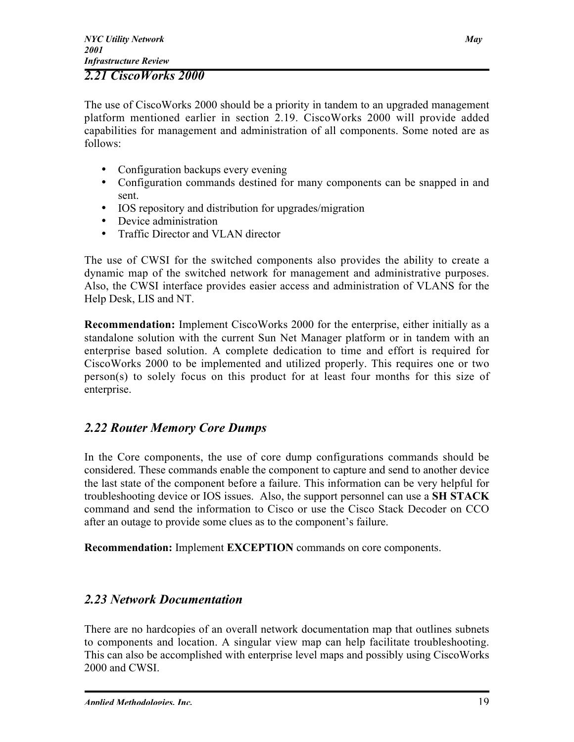## *2.21 CiscoWorks 2000*

The use of CiscoWorks 2000 should be a priority in tandem to an upgraded management platform mentioned earlier in section 2.19. CiscoWorks 2000 will provide added capabilities for management and administration of all components. Some noted are as follows:

- Configuration backups every evening
- Configuration commands destined for many components can be snapped in and sent.
- IOS repository and distribution for upgrades/migration
- Device administration
- Traffic Director and VLAN director

The use of CWSI for the switched components also provides the ability to create a dynamic map of the switched network for management and administrative purposes. Also, the CWSI interface provides easier access and administration of VLANS for the Help Desk, LIS and NT.

**Recommendation:** Implement CiscoWorks 2000 for the enterprise, either initially as a standalone solution with the current Sun Net Manager platform or in tandem with an enterprise based solution. A complete dedication to time and effort is required for CiscoWorks 2000 to be implemented and utilized properly. This requires one or two person(s) to solely focus on this product for at least four months for this size of enterprise.

## *2.22 Router Memory Core Dumps*

In the Core components, the use of core dump configurations commands should be considered. These commands enable the component to capture and send to another device the last state of the component before a failure. This information can be very helpful for troubleshooting device or IOS issues. Also, the support personnel can use a **SH STACK** command and send the information to Cisco or use the Cisco Stack Decoder on CCO after an outage to provide some clues as to the component's failure.

**Recommendation:** Implement **EXCEPTION** commands on core components.

## *2.23 Network Documentation*

There are no hardcopies of an overall network documentation map that outlines subnets to components and location. A singular view map can help facilitate troubleshooting. This can also be accomplished with enterprise level maps and possibly using CiscoWorks 2000 and CWSI.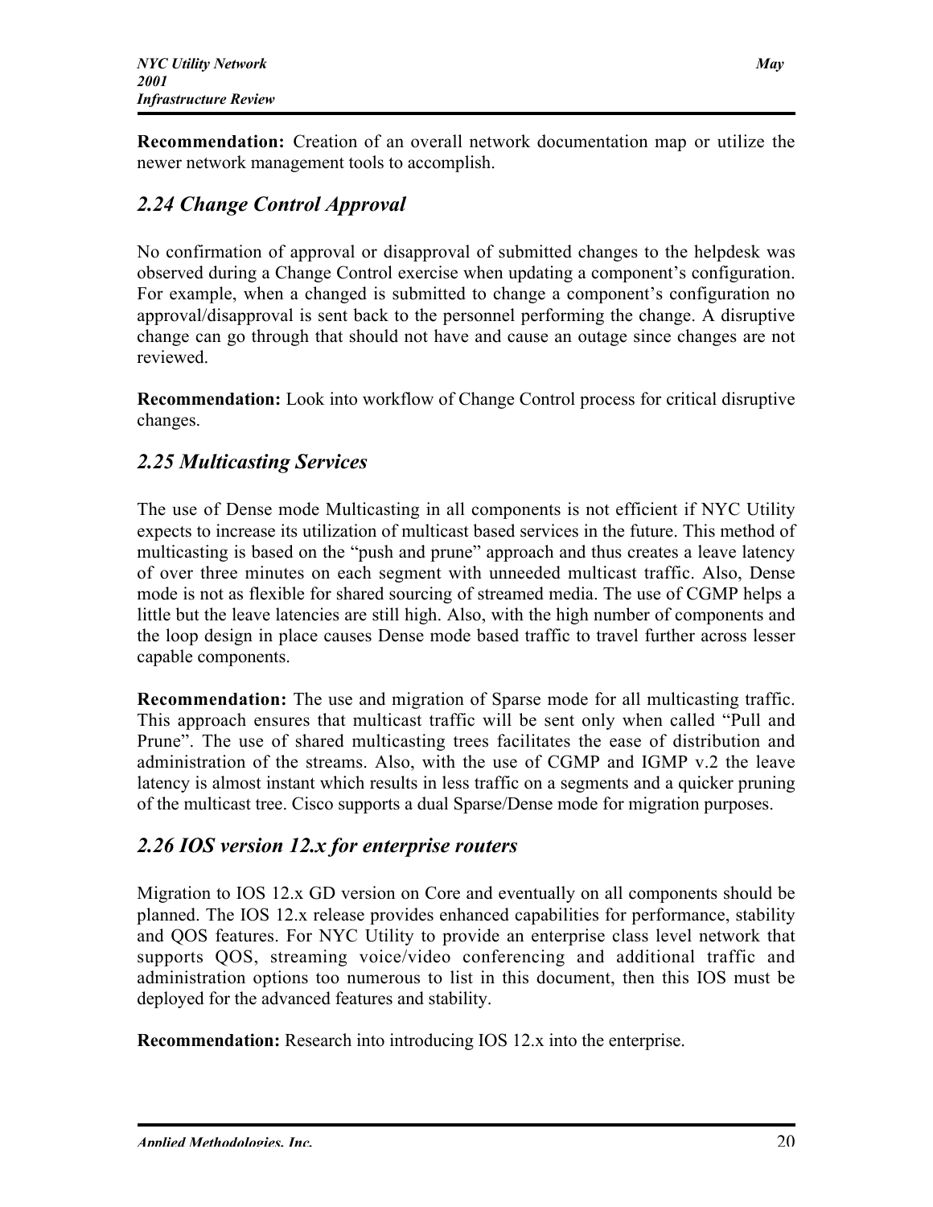**Recommendation:** Creation of an overall network documentation map or utilize the newer network management tools to accomplish.

## 2.24 Change Control Approval

No confirmation of approval or disapproval of submitted changes to the helpdesk was observed during a Change Control exercise when updating a component's configuration. For example, when a changed is submitted to change a component's configuration no approval/disapproval is sent back to the personnel performing the change. A disruptive change can go through that should not have and cause an outage since changes are not reviewed.

**Recommendation:** Look into workflow of Change Control process for critical disruptive changes.

## 2.25 Multicasting Services

The use of Dense mode Multicasting in all components is not efficient if NYC Utility expects to increase its utilization of multicast based services in the future. This method of multicasting is based on the "push and prune" approach and thus creates a leave latency of over three minutes on each segment with unneeded multicast traffic. Also, Dense mode is not as flexible for shared sourcing of streamed media. The use of CGMP helps a little but the leave latencies are still high. Also, with the high number of components and the loop design in place causes Dense mode based traffic to travel further across lesser capable components.

**Recommendation:** The use and migration of Sparse mode for all multicasting traffic. This approach ensures that multicast traffic will be sent only when called "Pull and Prune". The use of shared multicasting trees facilitates the ease of distribution and administration of the streams. Also, with the use of CGMP and IGMP v.2 the leave latency is almost instant which results in less traffic on a segments and a quicker pruning of the multicast tree. Cisco supports a dual Sparse/Dense mode for migration purposes.

## 2.26 IOS version 12.x for enterprise routers

Migration to IOS 12.x GD version on Core and eventually on all components should be planned. The IOS 12.x release provides enhanced capabilities for performance, stability and QOS features. For NYC Utility to provide an enterprise class level network that supports QOS, streaming voice/video conferencing and additional traffic and administration options too numerous to list in this document, then this IOS must be deployed for the advanced features and stability.

**Recommendation:** Research into introducing IOS 12.x into the enterprise.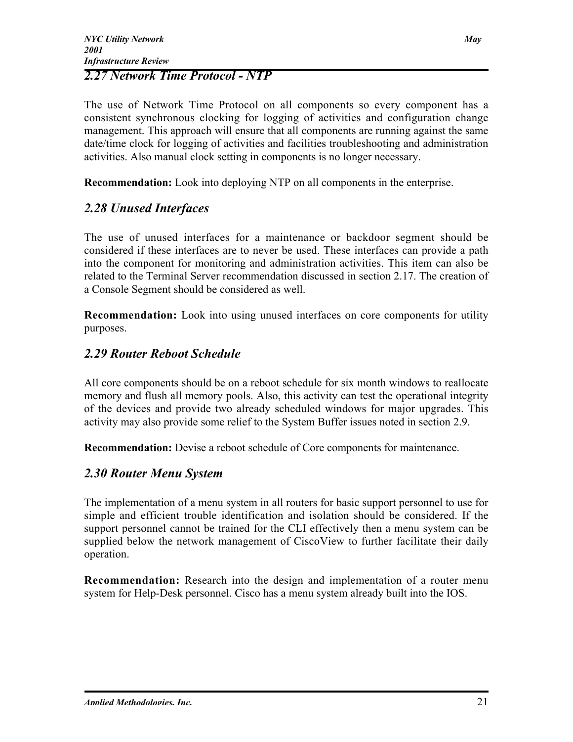## *2.27 Network Time Protocol - NTP*

The use of Network Time Protocol on all components so every component has a consistent synchronous clocking for logging of activities and configuration change management. This approach will ensure that all components are running against the same date/time clock for logging of activities and facilities troubleshooting and administration activities. Also manual clock setting in components is no longer necessary.

**Recommendation:** Look into deploying NTP on all components in the enterprise.

## *2.28 Unused Interfaces*

The use of unused interfaces for a maintenance or backdoor segment should be considered if these interfaces are to never be used. These interfaces can provide a path into the component for monitoring and administration activities. This item can also be related to the Terminal Server recommendation discussed in section 2.17. The creation of a Console Segment should be considered as well.

**Recommendation:** Look into using unused interfaces on core components for utility purposes.

## *2.29 Router Reboot Schedule*

All core components should be on a reboot schedule for six month windows to reallocate memory and flush all memory pools. Also, this activity can test the operational integrity of the devices and provide two already scheduled windows for major upgrades. This activity may also provide some relief to the System Buffer issues noted in section 2.9.

**Recommendation:** Devise a reboot schedule of Core components for maintenance.

## *2.30 Router Menu System*

The implementation of a menu system in all routers for basic support personnel to use for simple and efficient trouble identification and isolation should be considered. If the support personnel cannot be trained for the CLI effectively then a menu system can be supplied below the network management of CiscoView to further facilitate their daily operation.

**Recommendation:** Research into the design and implementation of a router menu system for Help-Desk personnel. Cisco has a menu system already built into the IOS.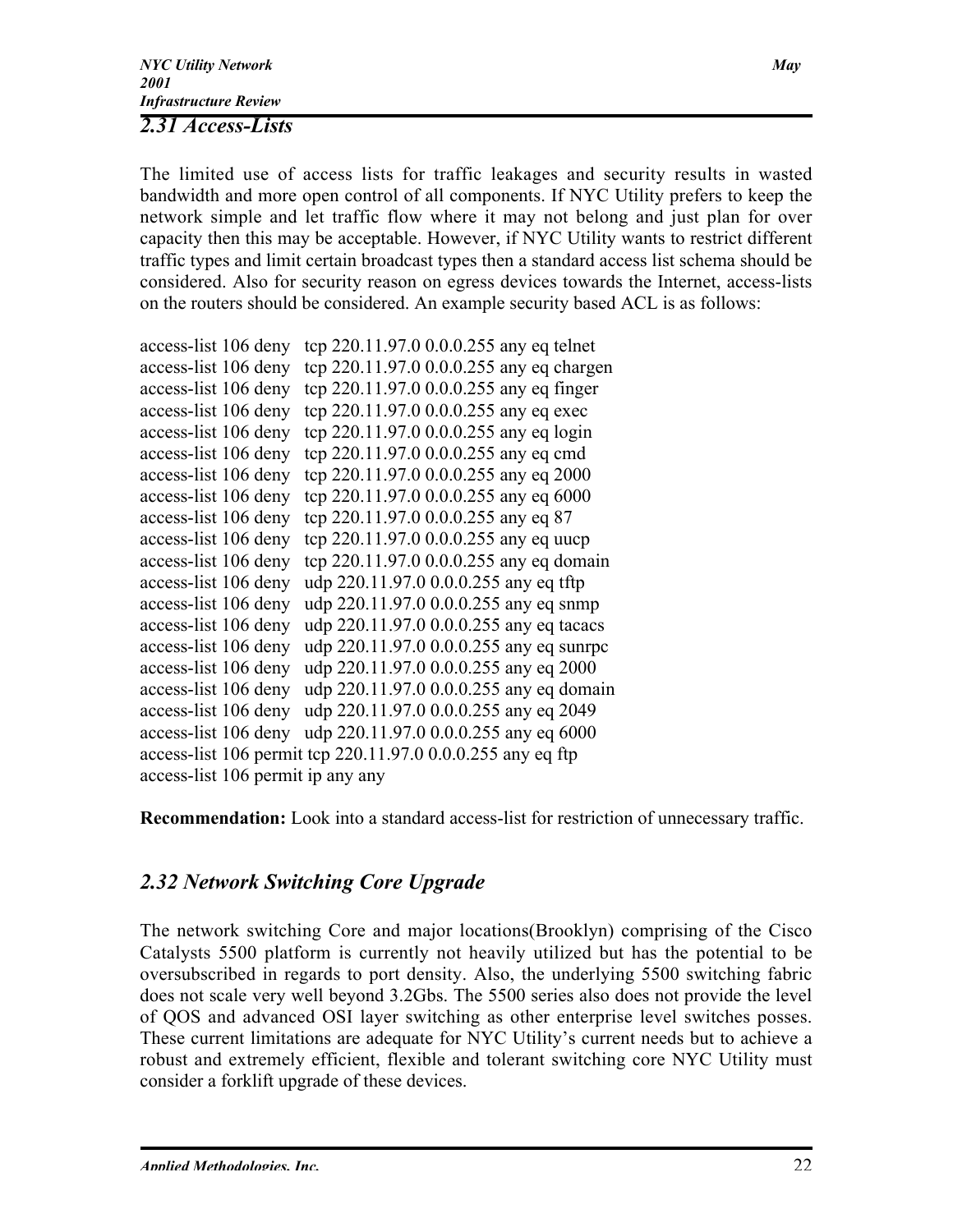## 2.31 Access-Lists

The limited use of access lists for traffic leakages and security results in wasted bandwidth and more open control of all components. If NYC Utility prefers to keep the network simple and let traffic flow where it may not belong and just plan for over capacity then this may be acceptable. However, if NYC Utility wants to restrict different traffic types and limit certain broadcast types then a standard access list schema should be considered. Also for security reason on egress devices towards the Internet, access-lists on the routers should be considered. An example security based ACL is as follows:

```
access-list 106 deny   tcp 220.11.97.0 0.0.0.255 any eq telnet
access-list 106 deny   tcp 220.11.97.0 0.0.0.255 any eq chargen
access-list 106 deny   tcp 220.11.97.0 0.0.0.255 any eq finger
access-list 106 deny   tcp 220.11.97.0 0.0.0.255 any eq exec
access-list 106 deny   tcp 220.11.97.0 0.0.0.255 any eq login
access-list 106 deny   tcp 220.11.97.0 0.0.0.255 any eq cmd
access-list 106 deny   tcp 220.11.97.0 0.0.0.255 any eq 2000
access-list 106 deny   tcp 220.11.97.0 0.0.0.255 any eq 6000
access-list 106 deny   tcp 220.11.97.0 0.0.0.255 any eq 87
access-list 106 deny   tcp 220.11.97.0 0.0.0.255 any eq uucp
access-list 106 deny   tcp 220.11.97.0 0.0.0.255 any eq domain
access-list 106 deny   udp 220.11.97.0 0.0.0.255 any eq tftp
access-list 106 deny   udp 220.11.97.0 0.0.0.255 any eq snmp
access-list 106 deny   udp 220.11.97.0 0.0.0.255 any eq tacacs
access-list 106 deny   udp 220.11.97.0 0.0.0.255 any eq sunrpc
access-list 106 deny   udp 220.11.97.0 0.0.0.255 any eq 2000
access-list 106 deny   udp 220.11.97.0 0.0.0.255 any eq domain
access-list 106 deny   udp 220.11.97.0 0.0.0.255 any eq 2049
access-list 106 deny   udp 220.11.97.0 0.0.0.255 any eq 6000
access-list 106 permit tcp 220.11.97.0 0.0.0.255 any eq ftp
access-list 106 permit ip any any
```

**Recommendation:** Look into a standard access-list for restriction of unnecessary traffic.

## 2.32 Network Switching Core Upgrade

The network switching Core and major locations(Brooklyn) comprising of the Cisco Catalysts 5500 platform is currently not heavily utilized but has the potential to be oversubscribed in regards to port density. Also, the underlying 5500 switching fabric does not scale very well beyond 3.2Gbs. The 5500 series also does not provide the level of QOS and advanced OSI layer switching as other enterprise level switches posses. These current limitations are adequate for NYC Utility's current needs but to achieve a robust and extremely efficient, flexible and tolerant switching core NYC Utility must consider a forklift upgrade of these devices.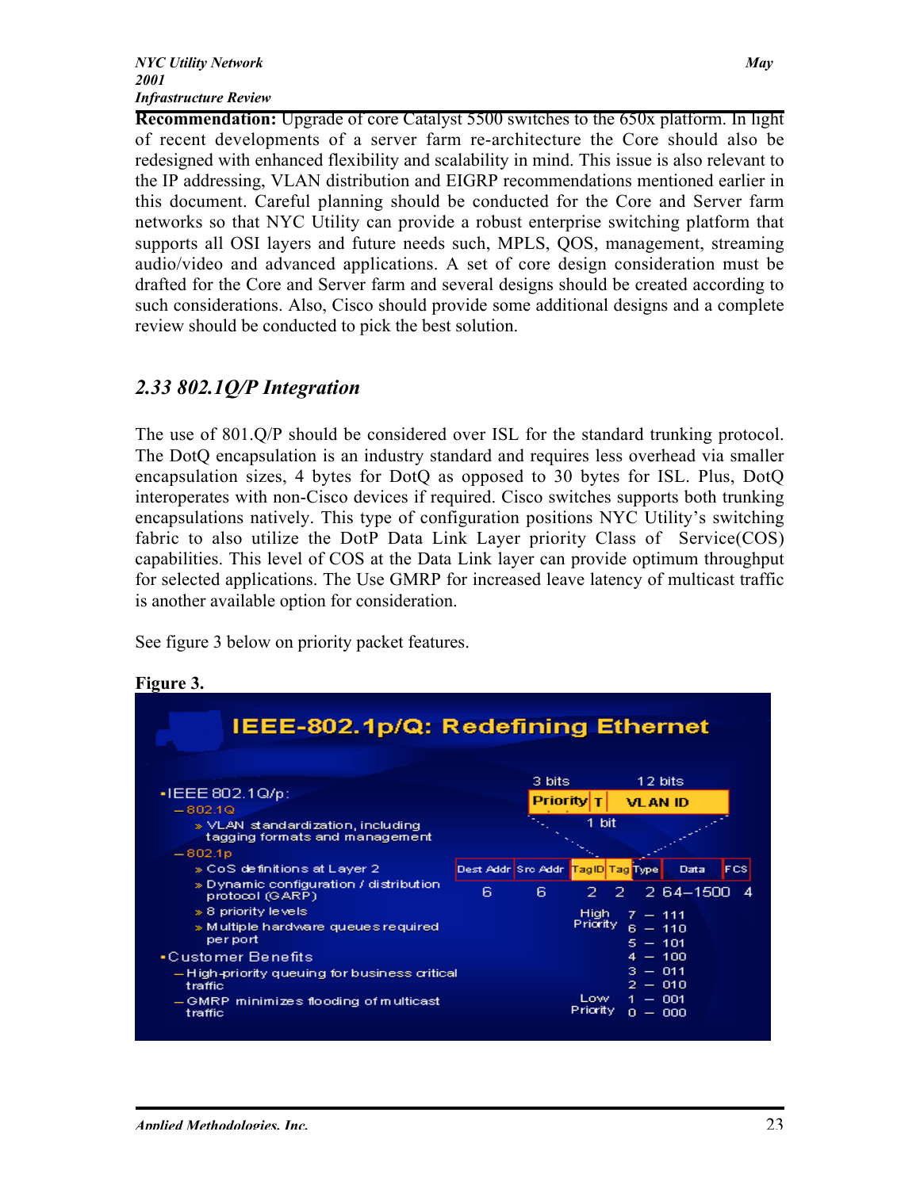**Recommendation:** Upgrade of core Catalyst 5500 switches to the 650x platform. In light of recent developments of a server farm re-architecture the Core should also be redesigned with enhanced flexibility and scalability in mind. This issue is also relevant to the IP addressing, VLAN distribution and EIGRP recommendations mentioned earlier in this document. Careful planning should be conducted for the Core and Server farm networks so that NYC Utility can provide a robust enterprise switching platform that supports all OSI layers and future needs such, MPLS, QOS, management, streaming audio/video and advanced applications. A set of core design consideration must be drafted for the Core and Server farm and several designs should be created according to such considerations. Also, Cisco should provide some additional designs and a complete review should be conducted to pick the best solution.

## *2.33 802.1Q/P Integration*

The use of 801.Q/P should be considered over ISL for the standard trunking protocol. The DotQ encapsulation is an industry standard and requires less overhead via smaller encapsulation sizes, 4 bytes for DotQ as opposed to 30 bytes for ISL. Plus, DotQ interoperates with non-Cisco devices if required. Cisco switches supports both trunking encapsulations natively. This type of configuration positions NYC Utility's switching fabric to also utilize the DotP Data Link Layer priority Class of Service(COS) capabilities. This level of COS at the Data Link layer can provide optimum throughput for selected applications. The Use GMRP for increased leave latency of multicast traffic is another available option for consideration.

See figure 3 below on priority packet features.

**Figure 3.**

**IEEE-802.1p/Q: Redefining Ethernet**

- IEEE 802.1Q/p:
  - 802.1Q
    - VLAN standardization, including tagging formats and management
  - 802.1p
    - CoS definitions at Layer 2
    - Dynamic configuration / distribution protocol (GARP)
    - 8 priority levels
    - Multiple hardware queues required per port
- Customer Benefits
  - High-priority queuing for business critical traffic
  - GMRP minimizes flooding of multicast traffic

Tag fields: Priority (3 bits) | T (1 bit) | VLAN ID (12 bits)

| Dest Addr | Src Addr | Tag ID | Tag | Type | Data | FCS |
|---|---|---|---|---|---|---|
| 6 | 6 | 2 | 2 | 2 | 64–1500 | 4 |

| Priority | Value | Bits |
|---|---|---|
| High Priority | 7 | 111 |
| | 6 | 110 |
| | 5 | 101 |
| | 4 | 100 |
| | 3 | 011 |
| | 2 | 010 |
| Low Priority | 1 | 001 |
| | 0 | 000 |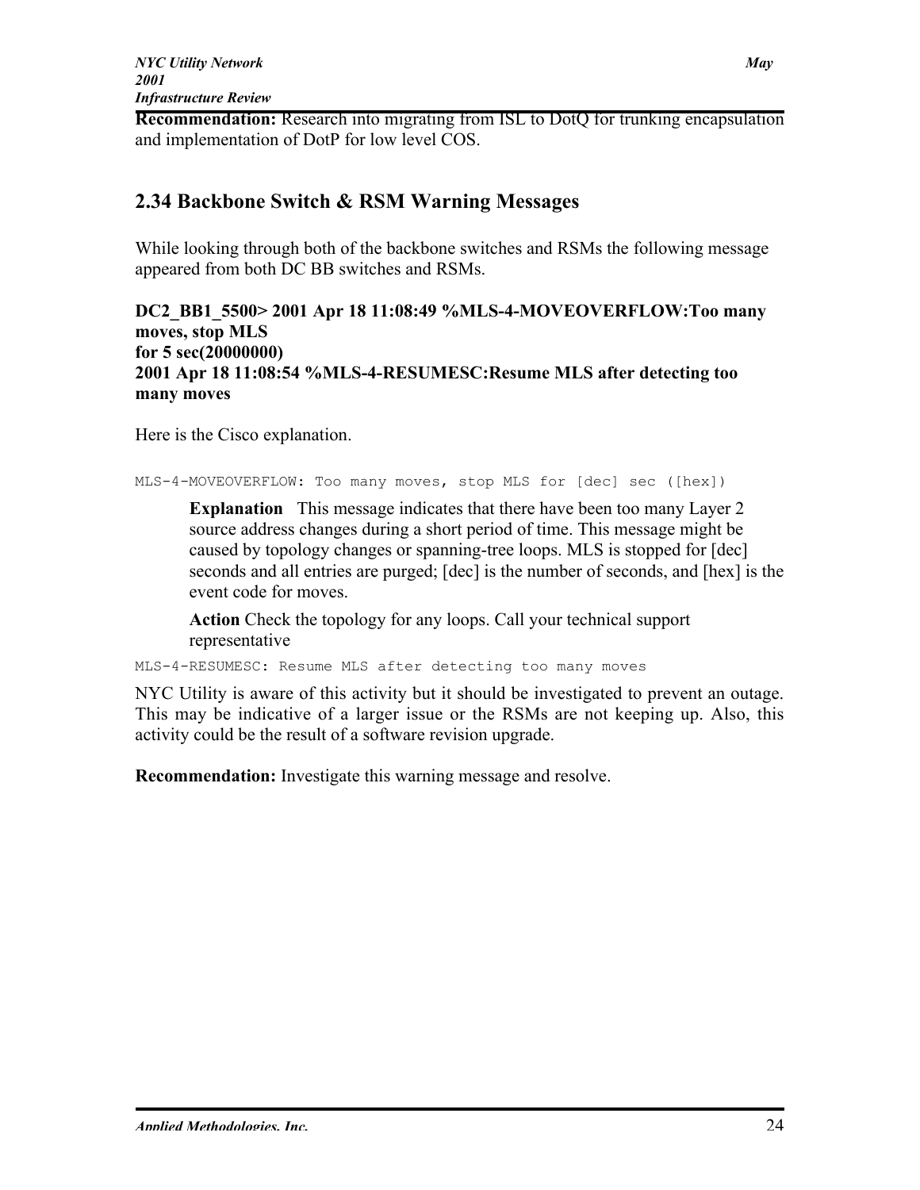**Recommendation:** Research into migrating from ISL to DotQ for trunking encapsulation and implementation of DotP for low level COS.

## 2.34 Backbone Switch & RSM Warning Messages

While looking through both of the backbone switches and RSMs the following message appeared from both DC BB switches and RSMs.

**DC2_BB1_5500> 2001 Apr 18 11:08:49 %MLS-4-MOVEOVERFLOW:Too many moves, stop MLS**
**for 5 sec(20000000)**
**2001 Apr 18 11:08:54 %MLS-4-RESUMESC:Resume MLS after detecting too many moves**

Here is the Cisco explanation.

```
MLS-4-MOVEOVERFLOW: Too many moves, stop MLS for [dec] sec ([hex])
```

> **Explanation** This message indicates that there have been too many Layer 2 source address changes during a short period of time. This message might be caused by topology changes or spanning-tree loops. MLS is stopped for [dec] seconds and all entries are purged; [dec] is the number of seconds, and [hex] is the event code for moves.
>
> **Action** Check the topology for any loops. Call your technical support representative

```
MLS-4-RESUMESC: Resume MLS after detecting too many moves
```

NYC Utility is aware of this activity but it should be investigated to prevent an outage. This may be indicative of a larger issue or the RSMs are not keeping up. Also, this activity could be the result of a software revision upgrade.

**Recommendation:** Investigate this warning message and resolve.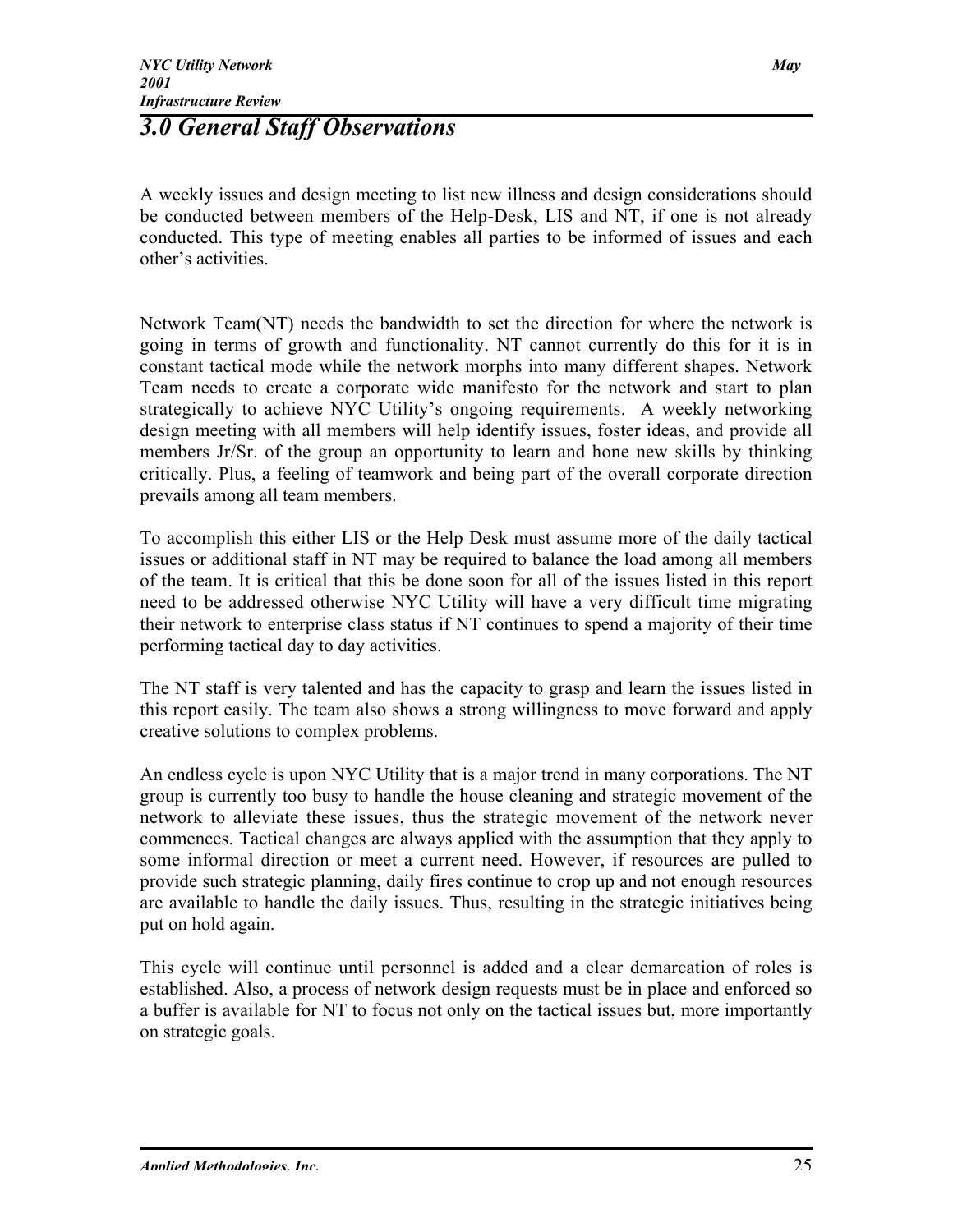# *3.0 General Staff Observations*

A weekly issues and design meeting to list new illness and design considerations should be conducted between members of the Help-Desk, LIS and NT, if one is not already conducted. This type of meeting enables all parties to be informed of issues and each other's activities.

Network Team(NT) needs the bandwidth to set the direction for where the network is going in terms of growth and functionality. NT cannot currently do this for it is in constant tactical mode while the network morphs into many different shapes. Network Team needs to create a corporate wide manifesto for the network and start to plan strategically to achieve NYC Utility's ongoing requirements. A weekly networking design meeting with all members will help identify issues, foster ideas, and provide all members Jr/Sr. of the group an opportunity to learn and hone new skills by thinking critically. Plus, a feeling of teamwork and being part of the overall corporate direction prevails among all team members.

To accomplish this either LIS or the Help Desk must assume more of the daily tactical issues or additional staff in NT may be required to balance the load among all members of the team. It is critical that this be done soon for all of the issues listed in this report need to be addressed otherwise NYC Utility will have a very difficult time migrating their network to enterprise class status if NT continues to spend a majority of their time performing tactical day to day activities.

The NT staff is very talented and has the capacity to grasp and learn the issues listed in this report easily. The team also shows a strong willingness to move forward and apply creative solutions to complex problems.

An endless cycle is upon NYC Utility that is a major trend in many corporations. The NT group is currently too busy to handle the house cleaning and strategic movement of the network to alleviate these issues, thus the strategic movement of the network never commences. Tactical changes are always applied with the assumption that they apply to some informal direction or meet a current need. However, if resources are pulled to provide such strategic planning, daily fires continue to crop up and not enough resources are available to handle the daily issues. Thus, resulting in the strategic initiatives being put on hold again.

This cycle will continue until personnel is added and a clear demarcation of roles is established. Also, a process of network design requests must be in place and enforced so a buffer is available for NT to focus not only on the tactical issues but, more importantly on strategic goals.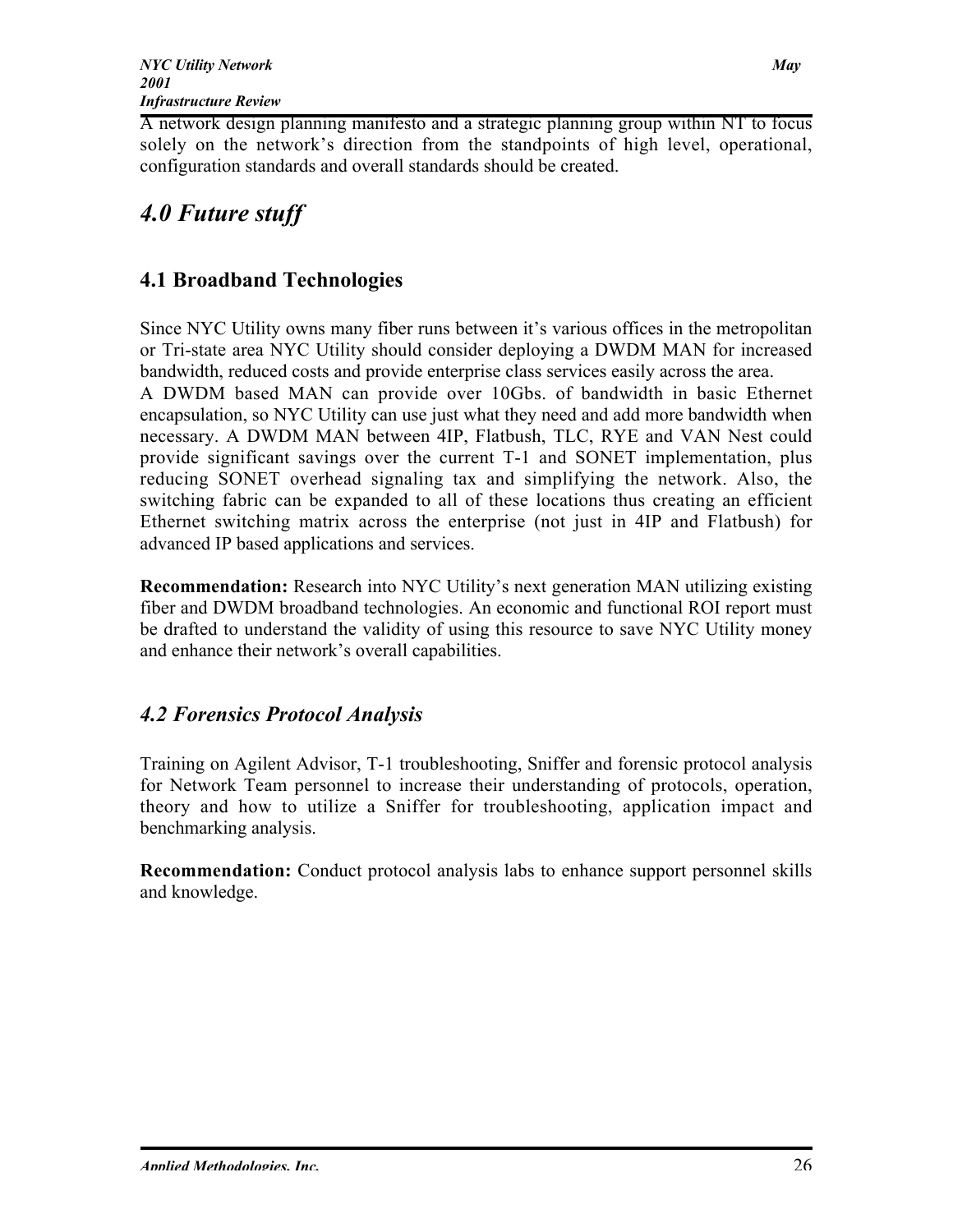A network design planning manifesto and a strategic planning group within NT to focus solely on the network's direction from the standpoints of high level, operational, configuration standards and overall standards should be created.

# *4.0 Future stuff*

## 4.1 Broadband Technologies

Since NYC Utility owns many fiber runs between it's various offices in the metropolitan or Tri-state area NYC Utility should consider deploying a DWDM MAN for increased bandwidth, reduced costs and provide enterprise class services easily across the area.
A DWDM based MAN can provide over 10Gbs. of bandwidth in basic Ethernet encapsulation, so NYC Utility can use just what they need and add more bandwidth when necessary. A DWDM MAN between 4IP, Flatbush, TLC, RYE and VAN Nest could provide significant savings over the current T-1 and SONET implementation, plus reducing SONET overhead signaling tax and simplifying the network. Also, the switching fabric can be expanded to all of these locations thus creating an efficient Ethernet switching matrix across the enterprise (not just in 4IP and Flatbush) for advanced IP based applications and services.

**Recommendation:** Research into NYC Utility's next generation MAN utilizing existing fiber and DWDM broadband technologies. An economic and functional ROI report must be drafted to understand the validity of using this resource to save NYC Utility money and enhance their network's overall capabilities.

## *4.2 Forensics Protocol Analysis*

Training on Agilent Advisor, T-1 troubleshooting, Sniffer and forensic protocol analysis for Network Team personnel to increase their understanding of protocols, operation, theory and how to utilize a Sniffer for troubleshooting, application impact and benchmarking analysis.

**Recommendation:** Conduct protocol analysis labs to enhance support personnel skills and knowledge.